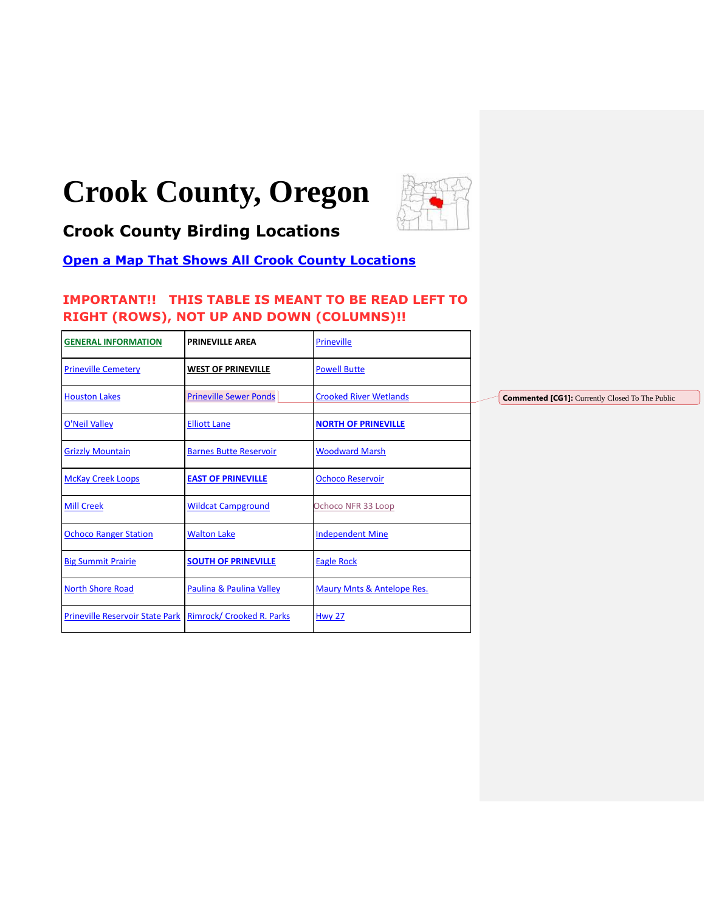# Crook County, Oregon

## Crook County Birding Locations

**Open a Map That Shows All Crook County Locations**

**IMPORTANT!! THIS TABLE IS MEANT TO BE READ LEFT TO RIGHT (ROWS), NOT UP AND DOWN (COLUMNS)!!**

| **GENERAL INFORMATION** | **PRINEVILLE AREA** | Prineville |
|---|---|---|
| Prineville Cemetery | **WEST OF PRINEVILLE** | Powell Butte |
| Houston Lakes | Prineville Sewer Ponds | Crooked River Wetlands |
| O'Neil Valley | Elliott Lane | **NORTH OF PRINEVILLE** |
| Grizzly Mountain | Barnes Butte Reservoir | Woodward Marsh |
| McKay Creek Loops | **EAST OF PRINEVILLE** | Ochoco Reservoir |
| Mill Creek | Wildcat Campground | Ochoco NFR 33 Loop |
| Ochoco Ranger Station | Walton Lake | Independent Mine |
| Big Summit Prairie | **SOUTH OF PRINEVILLE** | Eagle Rock |
| North Shore Road | Paulina & Paulina Valley | Maury Mnts & Antelope Res. |
| Prineville Reservoir State Park | Rimrock/ Crooked R. Parks | Hwy 27 |

**Commented [CG1]:** Currently Closed To The Public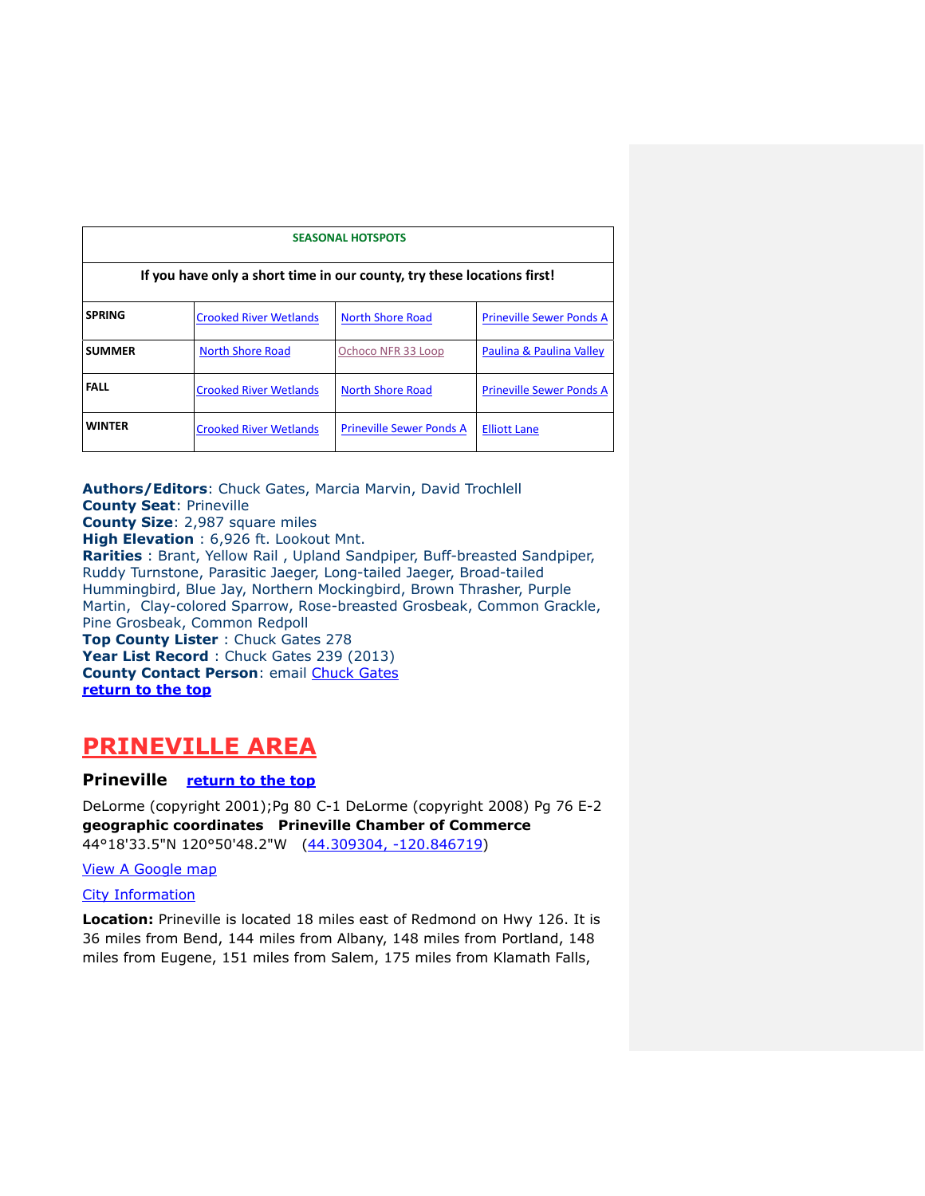| SEASONAL HOTSPOTS | | | |
|---|---|---|---|
| If you have only a short time in our county, try these locations first! | | | |
| SPRING | Crooked River Wetlands | North Shore Road | Prineville Sewer Ponds A |
| SUMMER | North Shore Road | Ochoco NFR 33 Loop | Paulina & Paulina Valley |
| FALL | Crooked River Wetlands | North Shore Road | Prineville Sewer Ponds A |
| WINTER | Crooked River Wetlands | Prineville Sewer Ponds A | Elliott Lane |

**Authors/Editors**: Chuck Gates, Marcia Marvin, David Trochlell
**County Seat**: Prineville
**County Size**: 2,987 square miles
**High Elevation** : 6,926 ft. Lookout Mnt.
**Rarities** : Brant, Yellow Rail , Upland Sandpiper, Buff-breasted Sandpiper, Ruddy Turnstone, Parasitic Jaeger, Long-tailed Jaeger, Broad-tailed Hummingbird, Blue Jay, Northern Mockingbird, Brown Thrasher, Purple Martin, Clay-colored Sparrow, Rose-breasted Grosbeak, Common Grackle, Pine Grosbeak, Common Redpoll
**Top County Lister** : Chuck Gates 278
**Year List Record** : Chuck Gates 239 (2013)
**County Contact Person**: email Chuck Gates
**return to the top**

# PRINEVILLE AREA

### Prineville **return to the top**

DeLorme (copyright 2001);Pg 80 C-1 DeLorme (copyright 2008) Pg 76 E-2
**geographic coordinates Prineville Chamber of Commerce**
44°18'33.5"N 120°50'48.2"W (44.309304, -120.846719)

View A Google map

City Information

**Location:** Prineville is located 18 miles east of Redmond on Hwy 126. It is 36 miles from Bend, 144 miles from Albany, 148 miles from Portland, 148 miles from Eugene, 151 miles from Salem, 175 miles from Klamath Falls,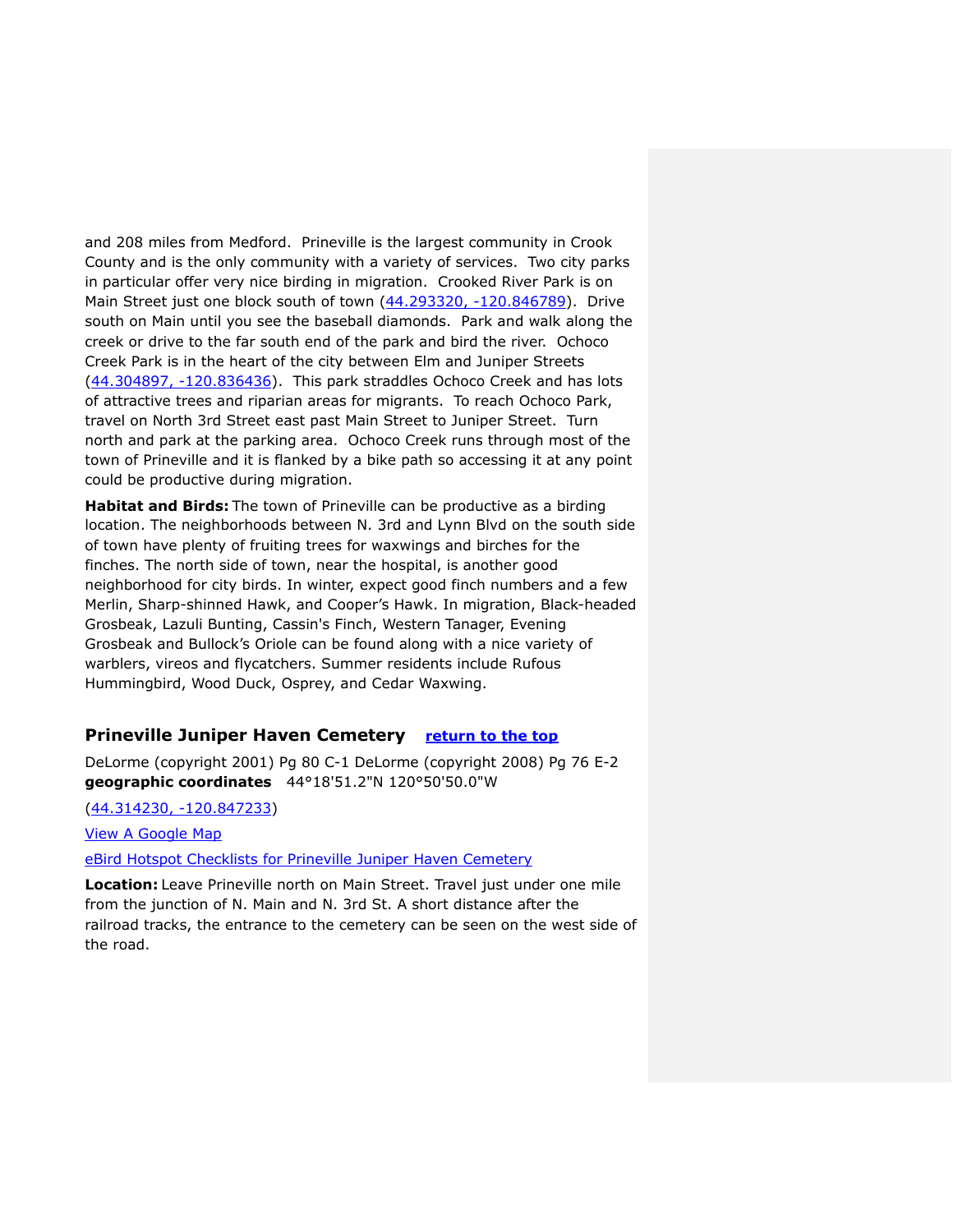and 208 miles from Medford. Prineville is the largest community in Crook County and is the only community with a variety of services. Two city parks in particular offer very nice birding in migration. Crooked River Park is on Main Street just one block south of town (44.293320, -120.846789). Drive south on Main until you see the baseball diamonds. Park and walk along the creek or drive to the far south end of the park and bird the river. Ochoco Creek Park is in the heart of the city between Elm and Juniper Streets (44.304897, -120.836436). This park straddles Ochoco Creek and has lots of attractive trees and riparian areas for migrants. To reach Ochoco Park, travel on North 3rd Street east past Main Street to Juniper Street. Turn north and park at the parking area. Ochoco Creek runs through most of the town of Prineville and it is flanked by a bike path so accessing it at any point could be productive during migration.

**Habitat and Birds:** The town of Prineville can be productive as a birding location. The neighborhoods between N. 3rd and Lynn Blvd on the south side of town have plenty of fruiting trees for waxwings and birches for the finches. The north side of town, near the hospital, is another good neighborhood for city birds. In winter, expect good finch numbers and a few Merlin, Sharp-shinned Hawk, and Cooper's Hawk. In migration, Black-headed Grosbeak, Lazuli Bunting, Cassin's Finch, Western Tanager, Evening Grosbeak and Bullock's Oriole can be found along with a nice variety of warblers, vireos and flycatchers. Summer residents include Rufous Hummingbird, Wood Duck, Osprey, and Cedar Waxwing.

## Prineville Juniper Haven Cemetery **return to the top**

DeLorme (copyright 2001) Pg 80 C-1 DeLorme (copyright 2008) Pg 76 E-2
**geographic coordinates** 44°18'51.2"N 120°50'50.0"W

(44.314230, -120.847233)

View A Google Map

eBird Hotspot Checklists for Prineville Juniper Haven Cemetery

**Location:** Leave Prineville north on Main Street. Travel just under one mile from the junction of N. Main and N. 3rd St. A short distance after the railroad tracks, the entrance to the cemetery can be seen on the west side of the road.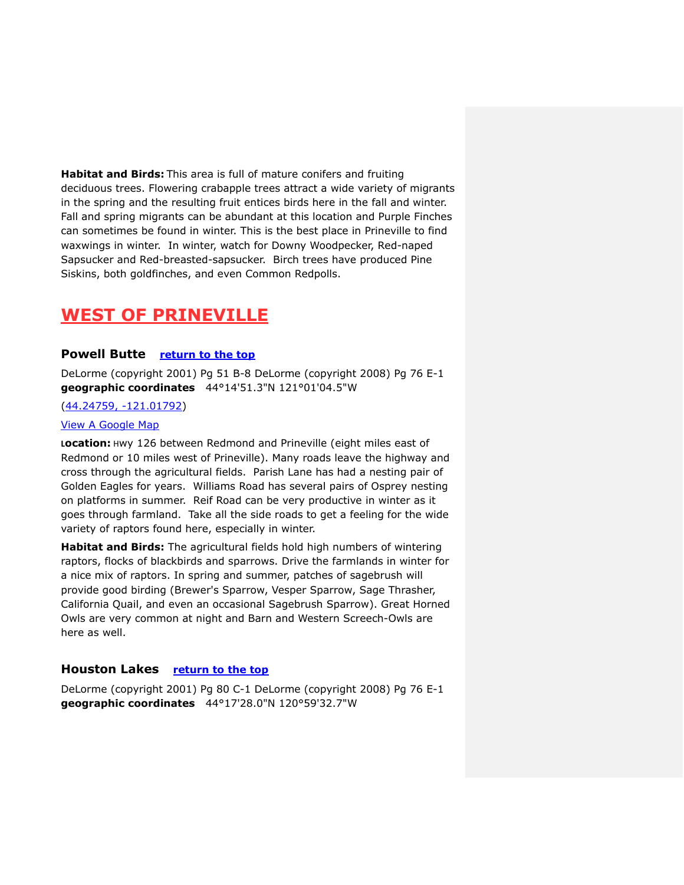**Habitat and Birds:** This area is full of mature conifers and fruiting deciduous trees. Flowering crabapple trees attract a wide variety of migrants in the spring and the resulting fruit entices birds here in the fall and winter. Fall and spring migrants can be abundant at this location and Purple Finches can sometimes be found in winter. This is the best place in Prineville to find waxwings in winter. In winter, watch for Downy Woodpecker, Red-naped Sapsucker and Red-breasted-sapsucker. Birch trees have produced Pine Siskins, both goldfinches, and even Common Redpolls.

## WEST OF PRINEVILLE

### Powell Butte [return to the top]

DeLorme (copyright 2001) Pg 51 B-8 DeLorme (copyright 2008) Pg 76 E-1
**geographic coordinates** 44°14'51.3"N 121°01'04.5"W

(44.24759, -121.01792)

View A Google Map

**Location:** Hwy 126 between Redmond and Prineville (eight miles east of Redmond or 10 miles west of Prineville). Many roads leave the highway and cross through the agricultural fields. Parish Lane has had a nesting pair of Golden Eagles for years. Williams Road has several pairs of Osprey nesting on platforms in summer. Reif Road can be very productive in winter as it goes through farmland. Take all the side roads to get a feeling for the wide variety of raptors found here, especially in winter.

**Habitat and Birds:** The agricultural fields hold high numbers of wintering raptors, flocks of blackbirds and sparrows. Drive the farmlands in winter for a nice mix of raptors. In spring and summer, patches of sagebrush will provide good birding (Brewer's Sparrow, Vesper Sparrow, Sage Thrasher, California Quail, and even an occasional Sagebrush Sparrow). Great Horned Owls are very common at night and Barn and Western Screech-Owls are here as well.

### Houston Lakes [return to the top]

DeLorme (copyright 2001) Pg 80 C-1 DeLorme (copyright 2008) Pg 76 E-1
**geographic coordinates** 44°17'28.0"N 120°59'32.7"W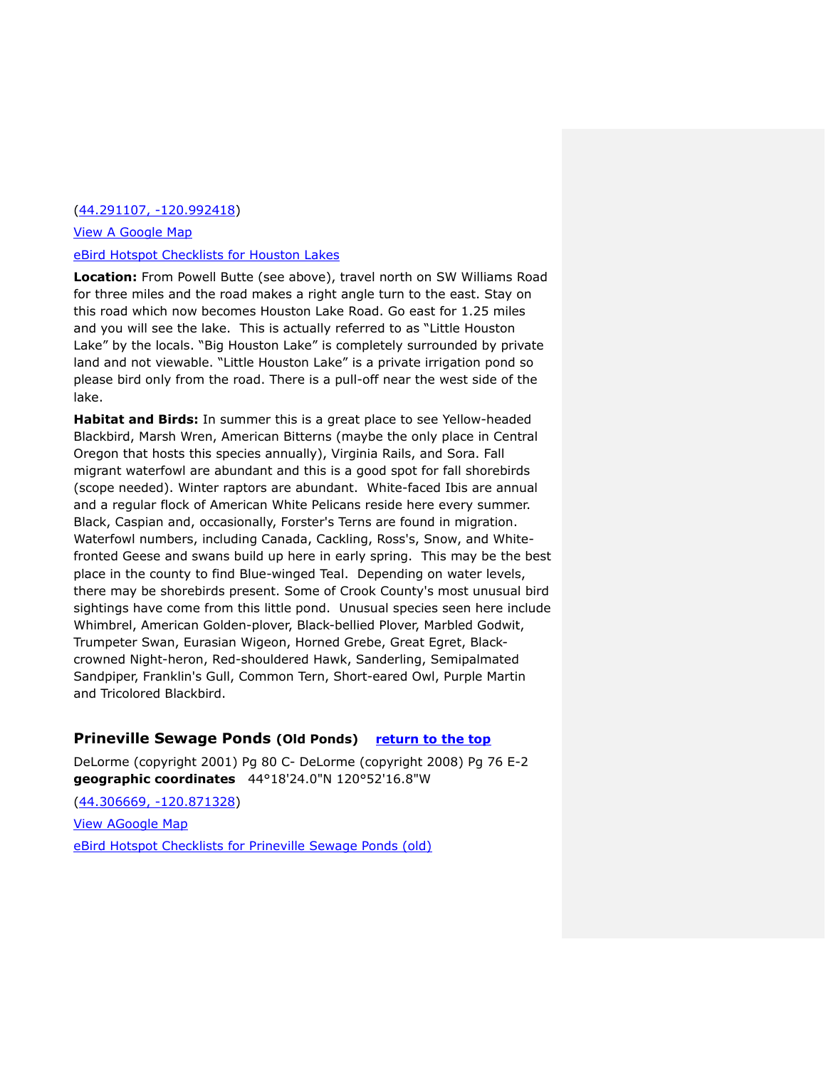([44.291107, -120.992418](44.291107, -120.992418))

[View A Google Map]()

[eBird Hotspot Checklists for Houston Lakes]()

**Location:** From Powell Butte (see above), travel north on SW Williams Road for three miles and the road makes a right angle turn to the east. Stay on this road which now becomes Houston Lake Road. Go east for 1.25 miles and you will see the lake. This is actually referred to as "Little Houston Lake" by the locals. "Big Houston Lake" is completely surrounded by private land and not viewable. "Little Houston Lake" is a private irrigation pond so please bird only from the road. There is a pull-off near the west side of the lake.

**Habitat and Birds:** In summer this is a great place to see Yellow-headed Blackbird, Marsh Wren, American Bitterns (maybe the only place in Central Oregon that hosts this species annually), Virginia Rails, and Sora. Fall migrant waterfowl are abundant and this is a good spot for fall shorebirds (scope needed). Winter raptors are abundant. White-faced Ibis are annual and a regular flock of American White Pelicans reside here every summer. Black, Caspian and, occasionally, Forster's Terns are found in migration. Waterfowl numbers, including Canada, Cackling, Ross's, Snow, and White-fronted Geese and swans build up here in early spring. This may be the best place in the county to find Blue-winged Teal. Depending on water levels, there may be shorebirds present. Some of Crook County's most unusual bird sightings have come from this little pond. Unusual species seen here include Whimbrel, American Golden-plover, Black-bellied Plover, Marbled Godwit, Trumpeter Swan, Eurasian Wigeon, Horned Grebe, Great Egret, Black-crowned Night-heron, Red-shouldered Hawk, Sanderling, Semipalmated Sandpiper, Franklin's Gull, Common Tern, Short-eared Owl, Purple Martin and Tricolored Blackbird.

## Prineville Sewage Ponds (Old Ponds) [return to the top]()

DeLorme (copyright 2001) Pg 80 C- DeLorme (copyright 2008) Pg 76 E-2
**geographic coordinates** 44°18'24.0"N 120°52'16.8"W

([44.306669, -120.871328](44.306669, -120.871328))

[View AGoogle Map]()

[eBird Hotspot Checklists for Prineville Sewage Ponds (old)]()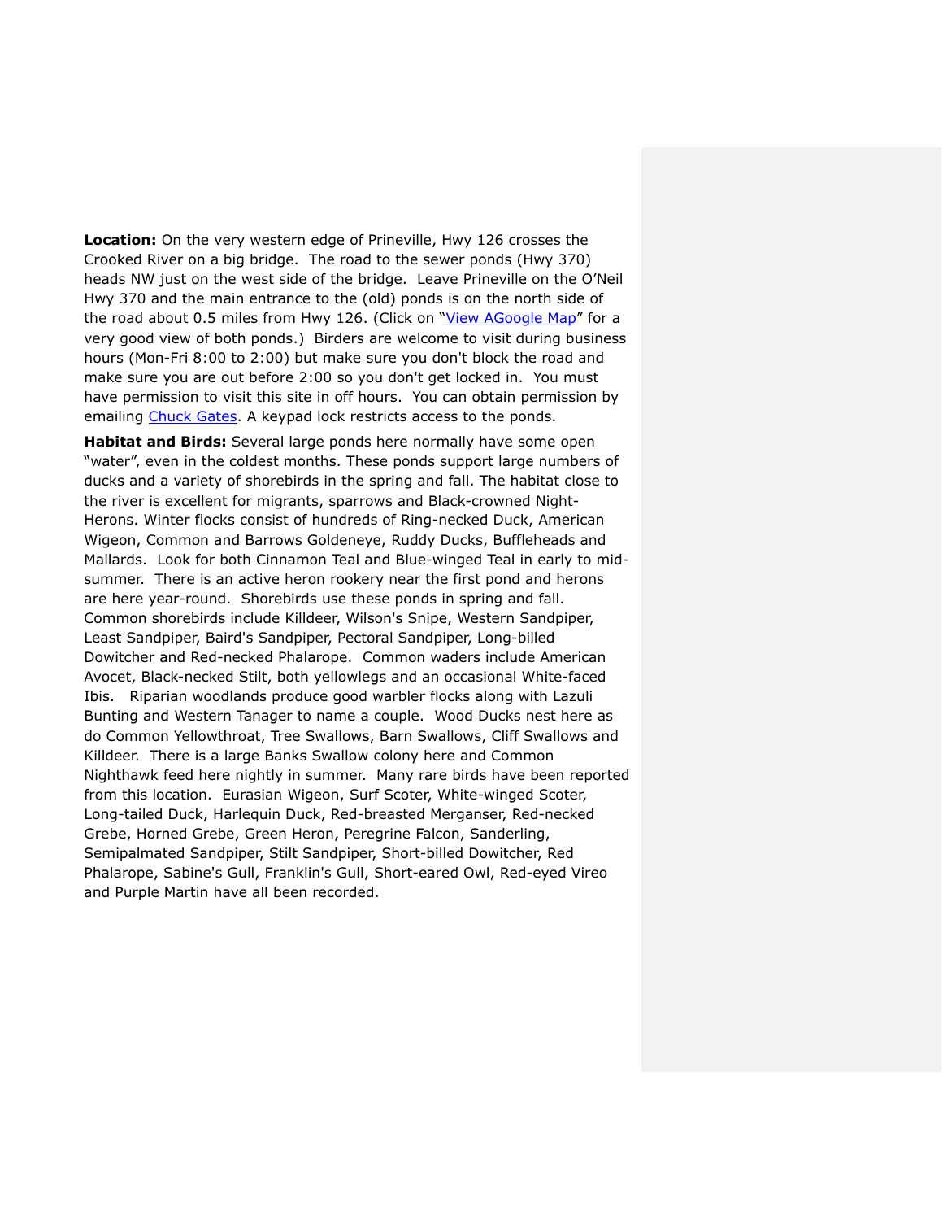**Location:** On the very western edge of Prineville, Hwy 126 crosses the Crooked River on a big bridge. The road to the sewer ponds (Hwy 370) heads NW just on the west side of the bridge. Leave Prineville on the O'Neil Hwy 370 and the main entrance to the (old) ponds is on the north side of the road about 0.5 miles from Hwy 126. (Click on "View AGoogle Map" for a very good view of both ponds.) Birders are welcome to visit during business hours (Mon-Fri 8:00 to 2:00) but make sure you don't block the road and make sure you are out before 2:00 so you don't get locked in. You must have permission to visit this site in off hours. You can obtain permission by emailing Chuck Gates. A keypad lock restricts access to the ponds.

**Habitat and Birds:** Several large ponds here normally have some open "water", even in the coldest months. These ponds support large numbers of ducks and a variety of shorebirds in the spring and fall. The habitat close to the river is excellent for migrants, sparrows and Black-crowned Night-Herons. Winter flocks consist of hundreds of Ring-necked Duck, American Wigeon, Common and Barrows Goldeneye, Ruddy Ducks, Buffleheads and Mallards. Look for both Cinnamon Teal and Blue-winged Teal in early to mid-summer. There is an active heron rookery near the first pond and herons are here year-round. Shorebirds use these ponds in spring and fall. Common shorebirds include Killdeer, Wilson's Snipe, Western Sandpiper, Least Sandpiper, Baird's Sandpiper, Pectoral Sandpiper, Long-billed Dowitcher and Red-necked Phalarope. Common waders include American Avocet, Black-necked Stilt, both yellowlegs and an occasional White-faced Ibis. Riparian woodlands produce good warbler flocks along with Lazuli Bunting and Western Tanager to name a couple. Wood Ducks nest here as do Common Yellowthroat, Tree Swallows, Barn Swallows, Cliff Swallows and Killdeer. There is a large Banks Swallow colony here and Common Nighthawk feed here nightly in summer. Many rare birds have been reported from this location. Eurasian Wigeon, Surf Scoter, White-winged Scoter, Long-tailed Duck, Harlequin Duck, Red-breasted Merganser, Red-necked Grebe, Horned Grebe, Green Heron, Peregrine Falcon, Sanderling, Semipalmated Sandpiper, Stilt Sandpiper, Short-billed Dowitcher, Red Phalarope, Sabine's Gull, Franklin's Gull, Short-eared Owl, Red-eyed Vireo and Purple Martin have all been recorded.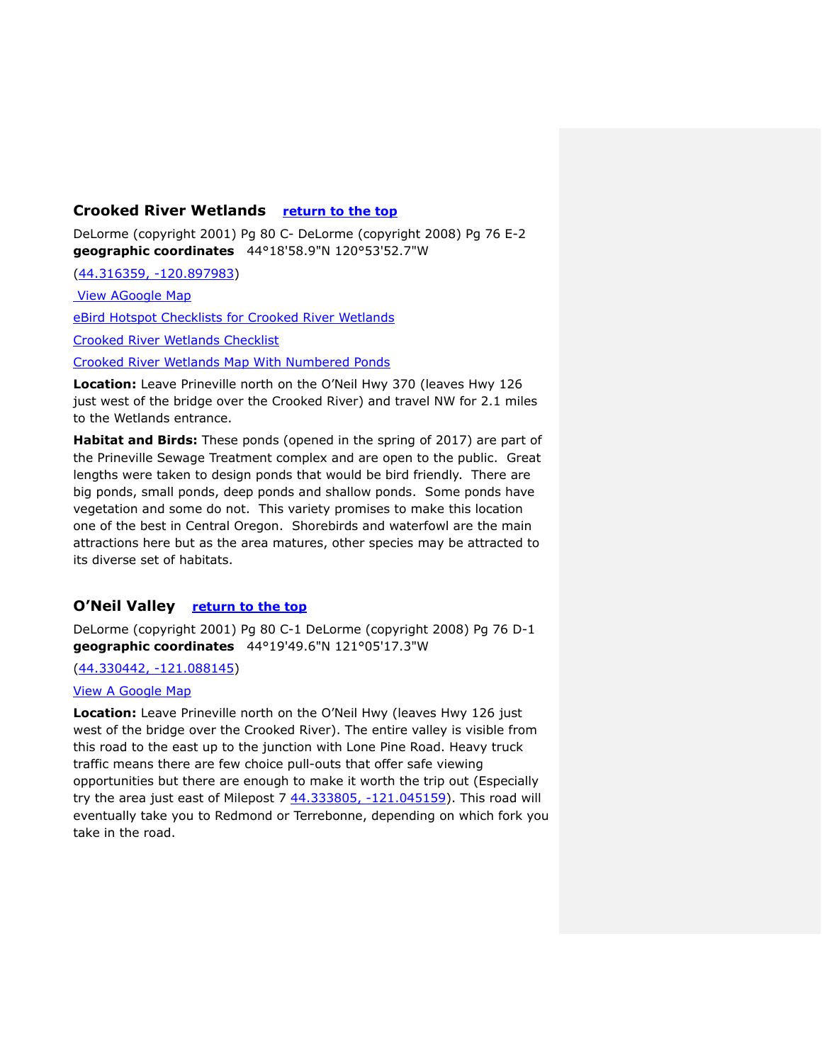## Crooked River Wetlands   return to the top

DeLorme (copyright 2001) Pg 80 C- DeLorme (copyright 2008) Pg 76 E-2
**geographic coordinates**   44°18'58.9"N 120°53'52.7"W

(44.316359, -120.897983)

View AGoogle Map

eBird Hotspot Checklists for Crooked River Wetlands

Crooked River Wetlands Checklist

Crooked River Wetlands Map With Numbered Ponds

**Location:** Leave Prineville north on the O'Neil Hwy 370 (leaves Hwy 126 just west of the bridge over the Crooked River) and travel NW for 2.1 miles to the Wetlands entrance.

**Habitat and Birds:** These ponds (opened in the spring of 2017) are part of the Prineville Sewage Treatment complex and are open to the public. Great lengths were taken to design ponds that would be bird friendly. There are big ponds, small ponds, deep ponds and shallow ponds. Some ponds have vegetation and some do not. This variety promises to make this location one of the best in Central Oregon. Shorebirds and waterfowl are the main attractions here but as the area matures, other species may be attracted to its diverse set of habitats.

## O'Neil Valley   return to the top

DeLorme (copyright 2001) Pg 80 C-1 DeLorme (copyright 2008) Pg 76 D-1
**geographic coordinates**   44°19'49.6"N 121°05'17.3"W

(44.330442, -121.088145)

View A Google Map

**Location:** Leave Prineville north on the O'Neil Hwy (leaves Hwy 126 just west of the bridge over the Crooked River). The entire valley is visible from this road to the east up to the junction with Lone Pine Road. Heavy truck traffic means there are few choice pull-outs that offer safe viewing opportunities but there are enough to make it worth the trip out (Especially try the area just east of Milepost 7 44.333805, -121.045159). This road will eventually take you to Redmond or Terrebonne, depending on which fork you take in the road.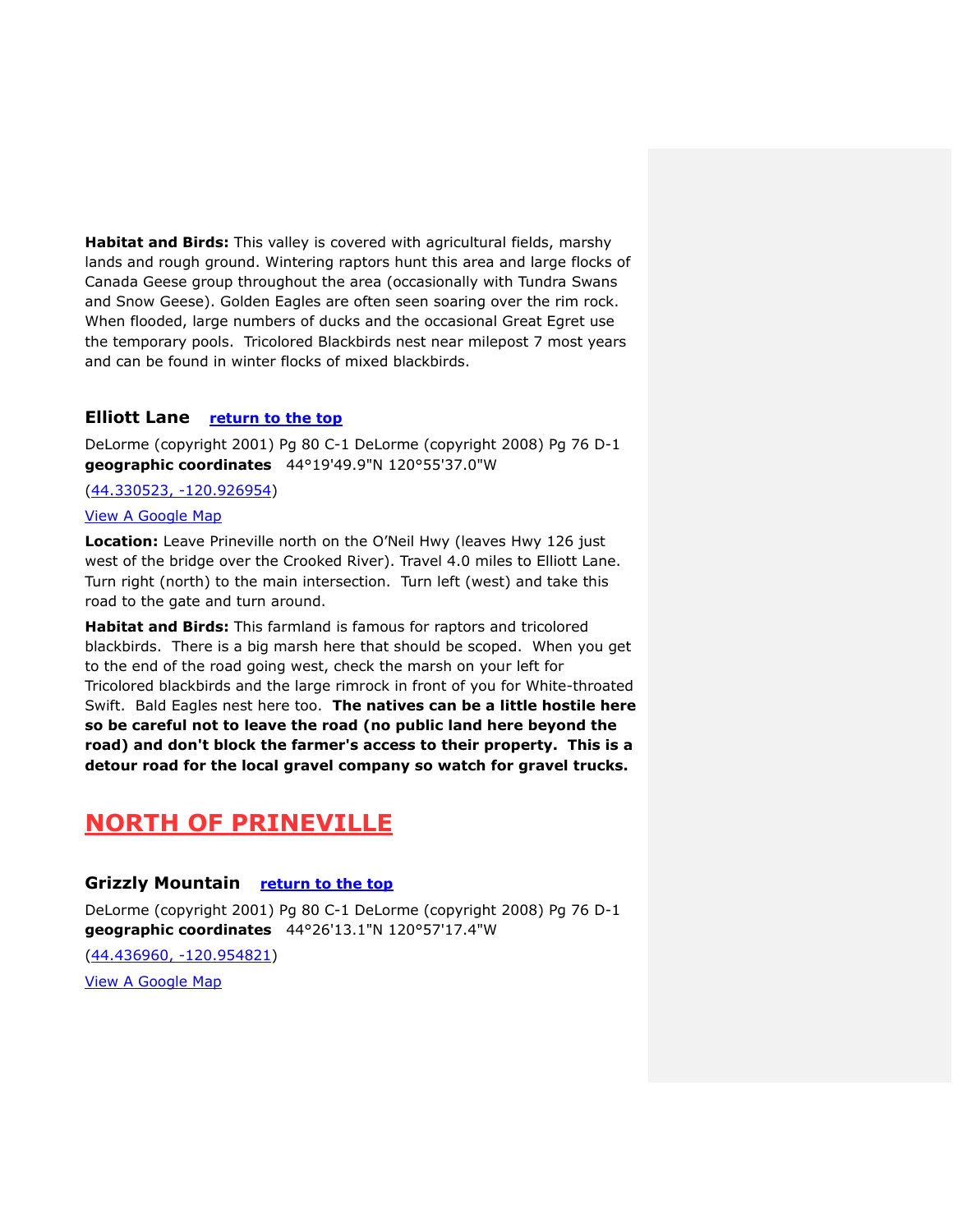**Habitat and Birds:** This valley is covered with agricultural fields, marshy lands and rough ground. Wintering raptors hunt this area and large flocks of Canada Geese group throughout the area (occasionally with Tundra Swans and Snow Geese). Golden Eagles are often seen soaring over the rim rock. When flooded, large numbers of ducks and the occasional Great Egret use the temporary pools. Tricolored Blackbirds nest near milepost 7 most years and can be found in winter flocks of mixed blackbirds.

### Elliott Lane [return to the top]

DeLorme (copyright 2001) Pg 80 C-1 DeLorme (copyright 2008) Pg 76 D-1
**geographic coordinates** 44°19'49.9"N 120°55'37.0"W

(44.330523, -120.926954)

View A Google Map

**Location:** Leave Prineville north on the O'Neil Hwy (leaves Hwy 126 just west of the bridge over the Crooked River). Travel 4.0 miles to Elliott Lane. Turn right (north) to the main intersection. Turn left (west) and take this road to the gate and turn around.

**Habitat and Birds:** This farmland is famous for raptors and tricolored blackbirds. There is a big marsh here that should be scoped. When you get to the end of the road going west, check the marsh on your left for Tricolored blackbirds and the large rimrock in front of you for White-throated Swift. Bald Eagles nest here too. **The natives can be a little hostile here so be careful not to leave the road (no public land here beyond the road) and don't block the farmer's access to their property. This is a detour road for the local gravel company so watch for gravel trucks.**

## NORTH OF PRINEVILLE

### Grizzly Mountain [return to the top]

DeLorme (copyright 2001) Pg 80 C-1 DeLorme (copyright 2008) Pg 76 D-1
**geographic coordinates** 44°26'13.1"N 120°57'17.4"W

(44.436960, -120.954821)

View A Google Map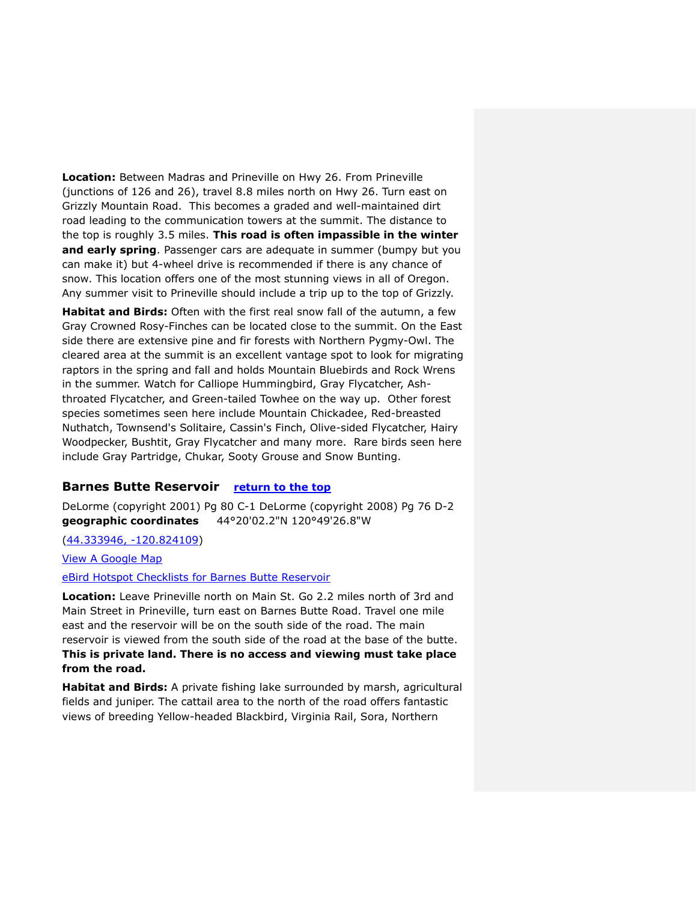**Location:** Between Madras and Prineville on Hwy 26. From Prineville (junctions of 126 and 26), travel 8.8 miles north on Hwy 26. Turn east on Grizzly Mountain Road. This becomes a graded and well-maintained dirt road leading to the communication towers at the summit. The distance to the top is roughly 3.5 miles. **This road is often impassible in the winter and early spring**. Passenger cars are adequate in summer (bumpy but you can make it) but 4-wheel drive is recommended if there is any chance of snow. This location offers one of the most stunning views in all of Oregon. Any summer visit to Prineville should include a trip up to the top of Grizzly.

**Habitat and Birds:** Often with the first real snow fall of the autumn, a few Gray Crowned Rosy-Finches can be located close to the summit. On the East side there are extensive pine and fir forests with Northern Pygmy-Owl. The cleared area at the summit is an excellent vantage spot to look for migrating raptors in the spring and fall and holds Mountain Bluebirds and Rock Wrens in the summer. Watch for Calliope Hummingbird, Gray Flycatcher, Ash-throated Flycatcher, and Green-tailed Towhee on the way up. Other forest species sometimes seen here include Mountain Chickadee, Red-breasted Nuthatch, Townsend's Solitaire, Cassin's Finch, Olive-sided Flycatcher, Hairy Woodpecker, Bushtit, Gray Flycatcher and many more. Rare birds seen here include Gray Partridge, Chukar, Sooty Grouse and Snow Bunting.

## Barnes Butte Reservoir [return to the top]

DeLorme (copyright 2001) Pg 80 C-1 DeLorme (copyright 2008) Pg 76 D-2
**geographic coordinates** 44°20'02.2"N 120°49'26.8"W

(44.333946, -120.824109)

View A Google Map

eBird Hotspot Checklists for Barnes Butte Reservoir

**Location:** Leave Prineville north on Main St. Go 2.2 miles north of 3rd and Main Street in Prineville, turn east on Barnes Butte Road. Travel one mile east and the reservoir will be on the south side of the road. The main reservoir is viewed from the south side of the road at the base of the butte. **This is private land. There is no access and viewing must take place from the road.**

**Habitat and Birds:** A private fishing lake surrounded by marsh, agricultural fields and juniper. The cattail area to the north of the road offers fantastic views of breeding Yellow-headed Blackbird, Virginia Rail, Sora, Northern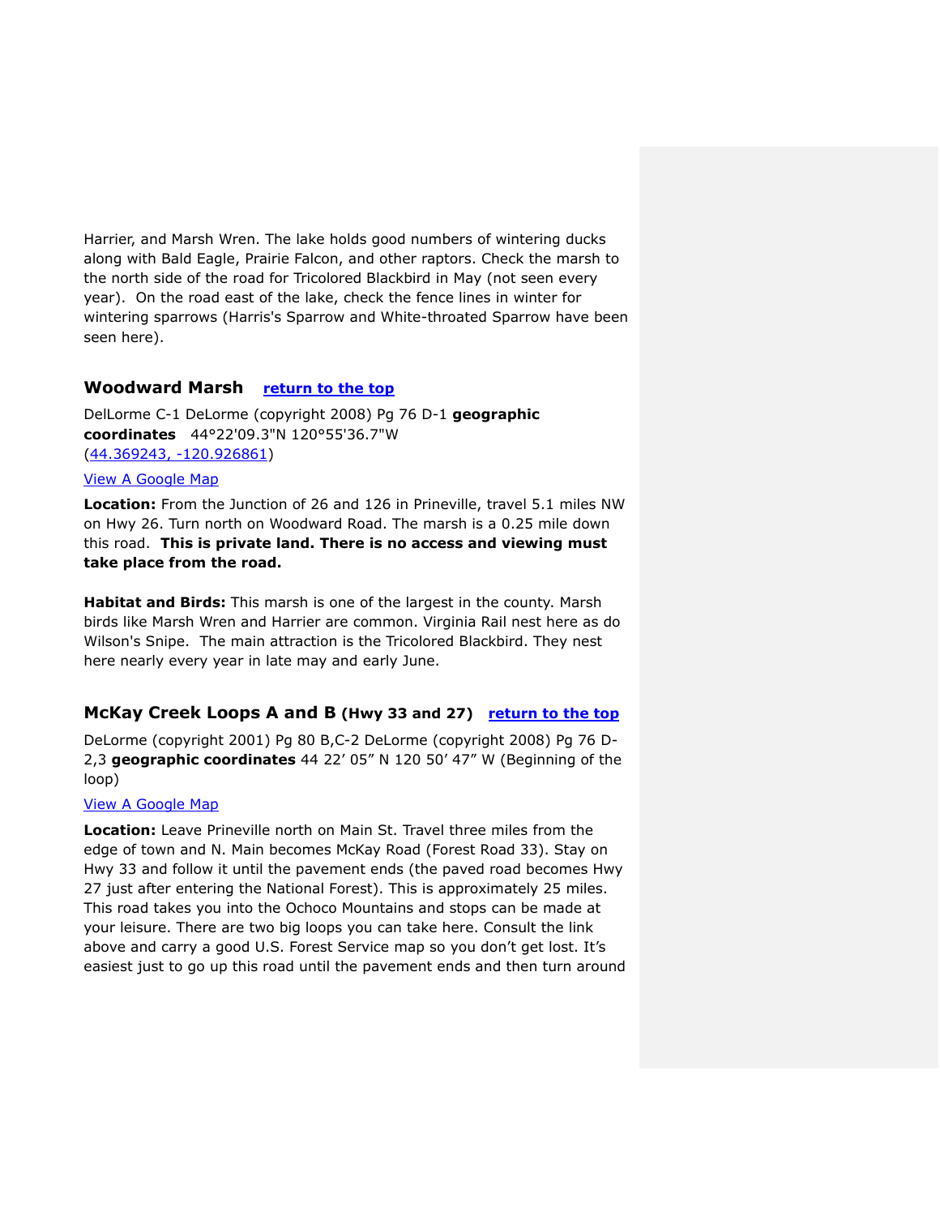Harrier, and Marsh Wren. The lake holds good numbers of wintering ducks along with Bald Eagle, Prairie Falcon, and other raptors. Check the marsh to the north side of the road for Tricolored Blackbird in May (not seen every year). On the road east of the lake, check the fence lines in winter for wintering sparrows (Harris's Sparrow and White-throated Sparrow have been seen here).

### Woodward Marsh [return to the top]

DelLorme C-1 DeLorme (copyright 2008) Pg 76 D-1 **geographic coordinates** 44°22'09.3"N 120°55'36.7"W (44.369243, -120.926861)

View A Google Map

**Location:** From the Junction of 26 and 126 in Prineville, travel 5.1 miles NW on Hwy 26. Turn north on Woodward Road. The marsh is a 0.25 mile down this road. **This is private land. There is no access and viewing must take place from the road.**

**Habitat and Birds:** This marsh is one of the largest in the county. Marsh birds like Marsh Wren and Harrier are common. Virginia Rail nest here as do Wilson's Snipe. The main attraction is the Tricolored Blackbird. They nest here nearly every year in late may and early June.

### McKay Creek Loops A and B (Hwy 33 and 27) [return to the top]

DeLorme (copyright 2001) Pg 80 B,C-2 DeLorme (copyright 2008) Pg 76 D-2,3 **geographic coordinates** 44 22' 05" N 120 50' 47" W (Beginning of the loop)

View A Google Map

**Location:** Leave Prineville north on Main St. Travel three miles from the edge of town and N. Main becomes McKay Road (Forest Road 33). Stay on Hwy 33 and follow it until the pavement ends (the paved road becomes Hwy 27 just after entering the National Forest). This is approximately 25 miles. This road takes you into the Ochoco Mountains and stops can be made at your leisure. There are two big loops you can take here. Consult the link above and carry a good U.S. Forest Service map so you don't get lost. It's easiest just to go up this road until the pavement ends and then turn around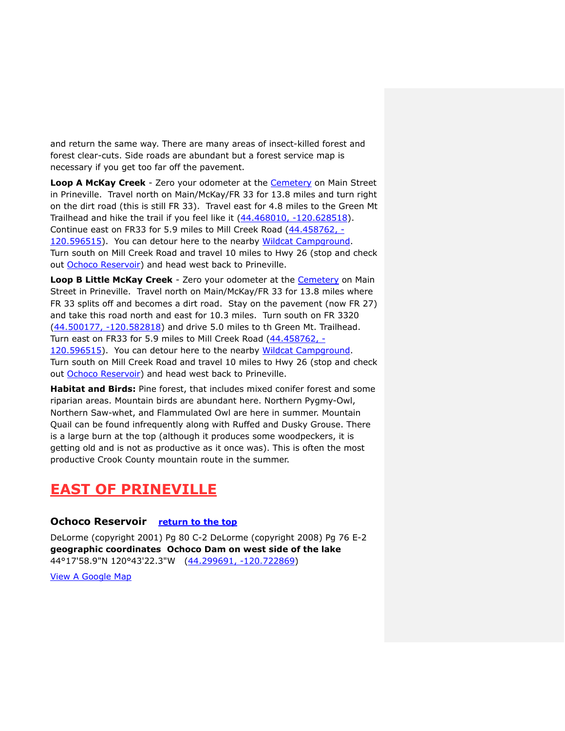and return the same way. There are many areas of insect-killed forest and forest clear-cuts. Side roads are abundant but a forest service map is necessary if you get too far off the pavement.

**Loop A McKay Creek** - Zero your odometer at the Cemetery on Main Street in Prineville. Travel north on Main/McKay/FR 33 for 13.8 miles and turn right on the dirt road (this is still FR 33). Travel east for 4.8 miles to the Green Mt Trailhead and hike the trail if you feel like it (44.468010, -120.628518). Continue east on FR33 for 5.9 miles to Mill Creek Road (44.458762, -120.596515). You can detour here to the nearby Wildcat Campground. Turn south on Mill Creek Road and travel 10 miles to Hwy 26 (stop and check out Ochoco Reservoir) and head west back to Prineville.

**Loop B Little McKay Creek** - Zero your odometer at the Cemetery on Main Street in Prineville. Travel north on Main/McKay/FR 33 for 13.8 miles where FR 33 splits off and becomes a dirt road. Stay on the pavement (now FR 27) and take this road north and east for 10.3 miles. Turn south on FR 3320 (44.500177, -120.582818) and drive 5.0 miles to th Green Mt. Trailhead. Turn east on FR33 for 5.9 miles to Mill Creek Road (44.458762, -120.596515). You can detour here to the nearby Wildcat Campground. Turn south on Mill Creek Road and travel 10 miles to Hwy 26 (stop and check out Ochoco Reservoir) and head west back to Prineville.

**Habitat and Birds:** Pine forest, that includes mixed conifer forest and some riparian areas. Mountain birds are abundant here. Northern Pygmy-Owl, Northern Saw-whet, and Flammulated Owl are here in summer. Mountain Quail can be found infrequently along with Ruffed and Dusky Grouse. There is a large burn at the top (although it produces some woodpeckers, it is getting old and is not as productive as it once was). This is often the most productive Crook County mountain route in the summer.

# EAST OF PRINEVILLE

### Ochoco Reservoir   return to the top

DeLorme (copyright 2001) Pg 80 C-2 DeLorme (copyright 2008) Pg 76 E-2
**geographic coordinates  Ochoco Dam on west side of the lake**
44°17'58.9"N 120°43'22.3"W   (44.299691, -120.722869)

View A Google Map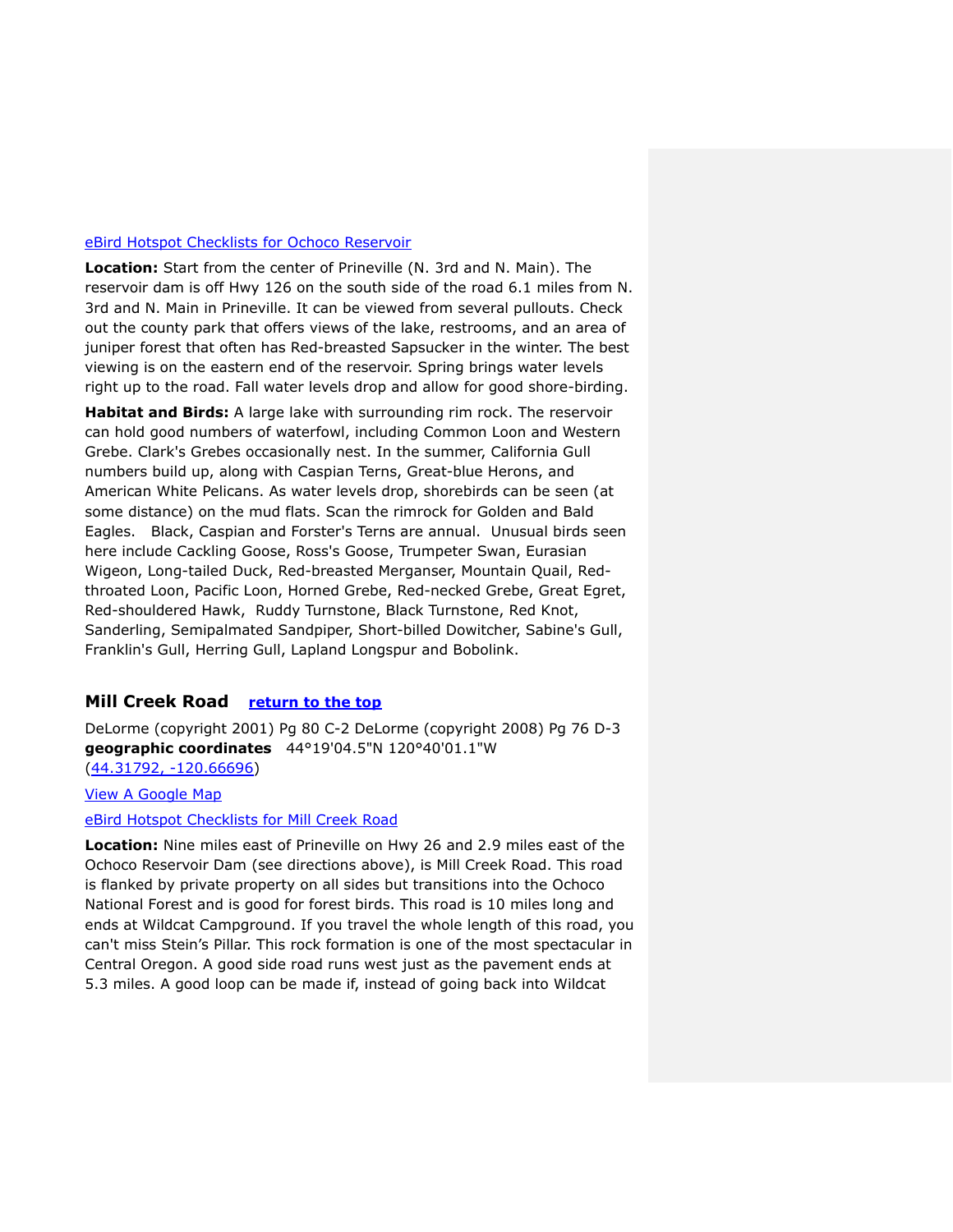[eBird Hotspot Checklists for Ochoco Reservoir]

**Location:** Start from the center of Prineville (N. 3rd and N. Main). The reservoir dam is off Hwy 126 on the south side of the road 6.1 miles from N. 3rd and N. Main in Prineville. It can be viewed from several pullouts. Check out the county park that offers views of the lake, restrooms, and an area of juniper forest that often has Red-breasted Sapsucker in the winter. The best viewing is on the eastern end of the reservoir. Spring brings water levels right up to the road. Fall water levels drop and allow for good shore-birding.

**Habitat and Birds:** A large lake with surrounding rim rock. The reservoir can hold good numbers of waterfowl, including Common Loon and Western Grebe. Clark's Grebes occasionally nest. In the summer, California Gull numbers build up, along with Caspian Terns, Great-blue Herons, and American White Pelicans. As water levels drop, shorebirds can be seen (at some distance) on the mud flats. Scan the rimrock for Golden and Bald Eagles. Black, Caspian and Forster's Terns are annual. Unusual birds seen here include Cackling Goose, Ross's Goose, Trumpeter Swan, Eurasian Wigeon, Long-tailed Duck, Red-breasted Merganser, Mountain Quail, Red-throated Loon, Pacific Loon, Horned Grebe, Red-necked Grebe, Great Egret, Red-shouldered Hawk, Ruddy Turnstone, Black Turnstone, Red Knot, Sanderling, Semipalmated Sandpiper, Short-billed Dowitcher, Sabine's Gull, Franklin's Gull, Herring Gull, Lapland Longspur and Bobolink.

## Mill Creek Road [return to the top]

DeLorme (copyright 2001) Pg 80 C-2 DeLorme (copyright 2008) Pg 76 D-3
**geographic coordinates** 44°19'04.5"N 120°40'01.1"W
([44.31792, -120.66696])

[View A Google Map]

[eBird Hotspot Checklists for Mill Creek Road]

**Location:** Nine miles east of Prineville on Hwy 26 and 2.9 miles east of the Ochoco Reservoir Dam (see directions above), is Mill Creek Road. This road is flanked by private property on all sides but transitions into the Ochoco National Forest and is good for forest birds. This road is 10 miles long and ends at Wildcat Campground. If you travel the whole length of this road, you can't miss Stein's Pillar. This rock formation is one of the most spectacular in Central Oregon. A good side road runs west just as the pavement ends at 5.3 miles. A good loop can be made if, instead of going back into Wildcat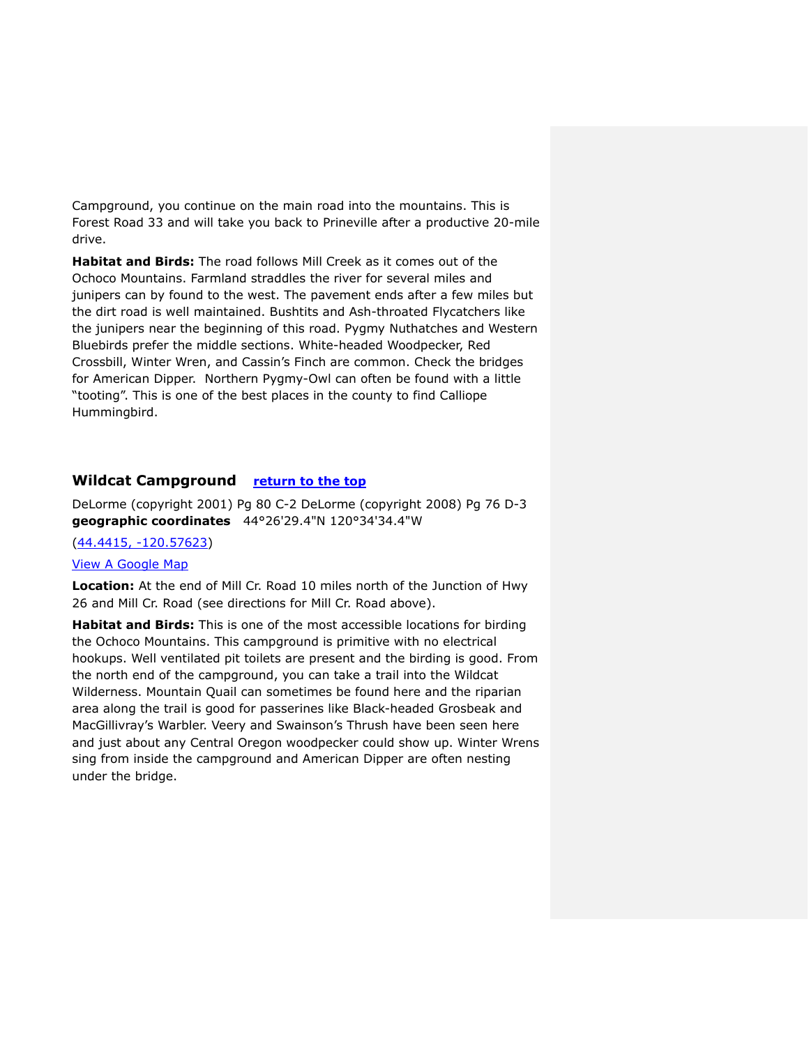Campground, you continue on the main road into the mountains. This is Forest Road 33 and will take you back to Prineville after a productive 20-mile drive.

**Habitat and Birds:** The road follows Mill Creek as it comes out of the Ochoco Mountains. Farmland straddles the river for several miles and junipers can by found to the west. The pavement ends after a few miles but the dirt road is well maintained. Bushtits and Ash-throated Flycatchers like the junipers near the beginning of this road. Pygmy Nuthatches and Western Bluebirds prefer the middle sections. White-headed Woodpecker, Red Crossbill, Winter Wren, and Cassin's Finch are common. Check the bridges for American Dipper. Northern Pygmy-Owl can often be found with a little "tooting". This is one of the best places in the county to find Calliope Hummingbird.

## Wildcat Campground [return to the top]

DeLorme (copyright 2001) Pg 80 C-2 DeLorme (copyright 2008) Pg 76 D-3
**geographic coordinates** 44°26'29.4"N 120°34'34.4"W

(44.4415, -120.57623)

View A Google Map

**Location:** At the end of Mill Cr. Road 10 miles north of the Junction of Hwy 26 and Mill Cr. Road (see directions for Mill Cr. Road above).

**Habitat and Birds:** This is one of the most accessible locations for birding the Ochoco Mountains. This campground is primitive with no electrical hookups. Well ventilated pit toilets are present and the birding is good. From the north end of the campground, you can take a trail into the Wildcat Wilderness. Mountain Quail can sometimes be found here and the riparian area along the trail is good for passerines like Black-headed Grosbeak and MacGillivray's Warbler. Veery and Swainson's Thrush have been seen here and just about any Central Oregon woodpecker could show up. Winter Wrens sing from inside the campground and American Dipper are often nesting under the bridge.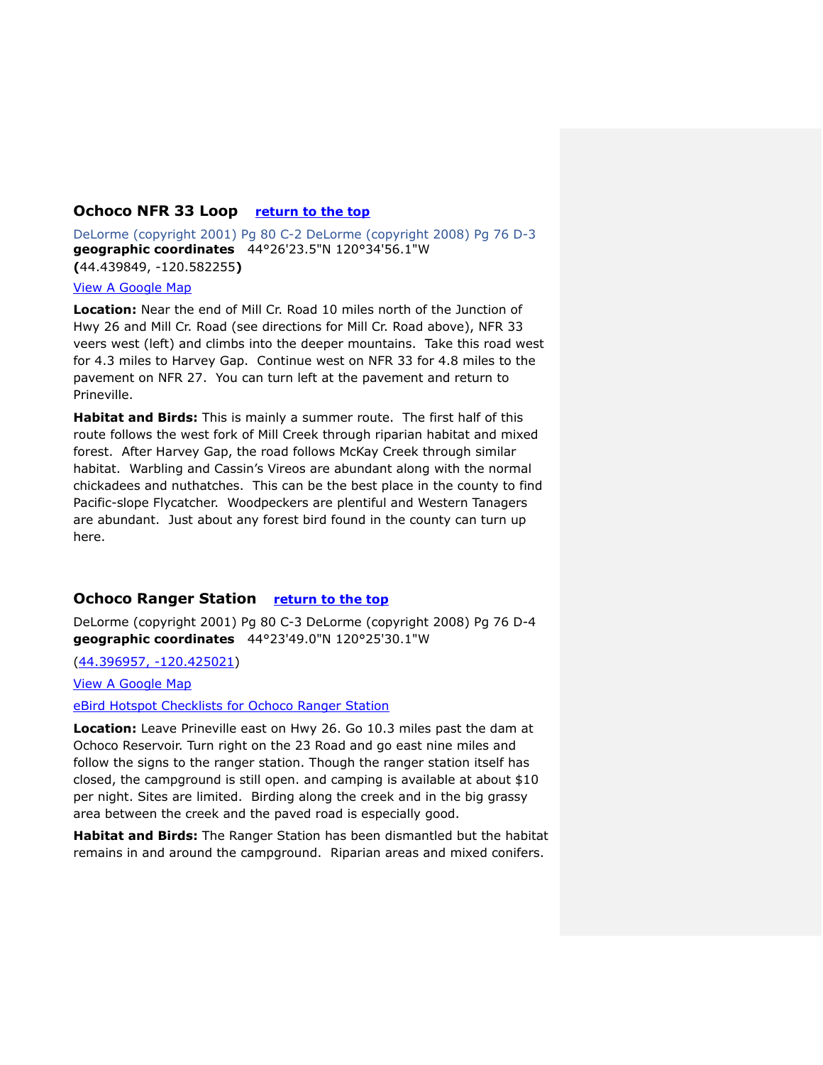## Ochoco NFR 33 Loop [return to the top]

DeLorme (copyright 2001) Pg 80 C-2 DeLorme (copyright 2008) Pg 76 D-3
**geographic coordinates** 44°26'23.5"N 120°34'56.1"W
**(**44.439849, -120.582255**)**

View A Google Map

**Location:** Near the end of Mill Cr. Road 10 miles north of the Junction of Hwy 26 and Mill Cr. Road (see directions for Mill Cr. Road above), NFR 33 veers west (left) and climbs into the deeper mountains. Take this road west for 4.3 miles to Harvey Gap. Continue west on NFR 33 for 4.8 miles to the pavement on NFR 27. You can turn left at the pavement and return to Prineville.

**Habitat and Birds:** This is mainly a summer route. The first half of this route follows the west fork of Mill Creek through riparian habitat and mixed forest. After Harvey Gap, the road follows McKay Creek through similar habitat. Warbling and Cassin's Vireos are abundant along with the normal chickadees and nuthatches. This can be the best place in the county to find Pacific-slope Flycatcher. Woodpeckers are plentiful and Western Tanagers are abundant. Just about any forest bird found in the county can turn up here.

## Ochoco Ranger Station [return to the top]

DeLorme (copyright 2001) Pg 80 C-3 DeLorme (copyright 2008) Pg 76 D-4
**geographic coordinates** 44°23'49.0"N 120°25'30.1"W

(44.396957, -120.425021)

View A Google Map

eBird Hotspot Checklists for Ochoco Ranger Station

**Location:** Leave Prineville east on Hwy 26. Go 10.3 miles past the dam at Ochoco Reservoir. Turn right on the 23 Road and go east nine miles and follow the signs to the ranger station. Though the ranger station itself has closed, the campground is still open. and camping is available at about $10 per night. Sites are limited. Birding along the creek and in the big grassy area between the creek and the paved road is especially good.

**Habitat and Birds:** The Ranger Station has been dismantled but the habitat remains in and around the campground. Riparian areas and mixed conifers.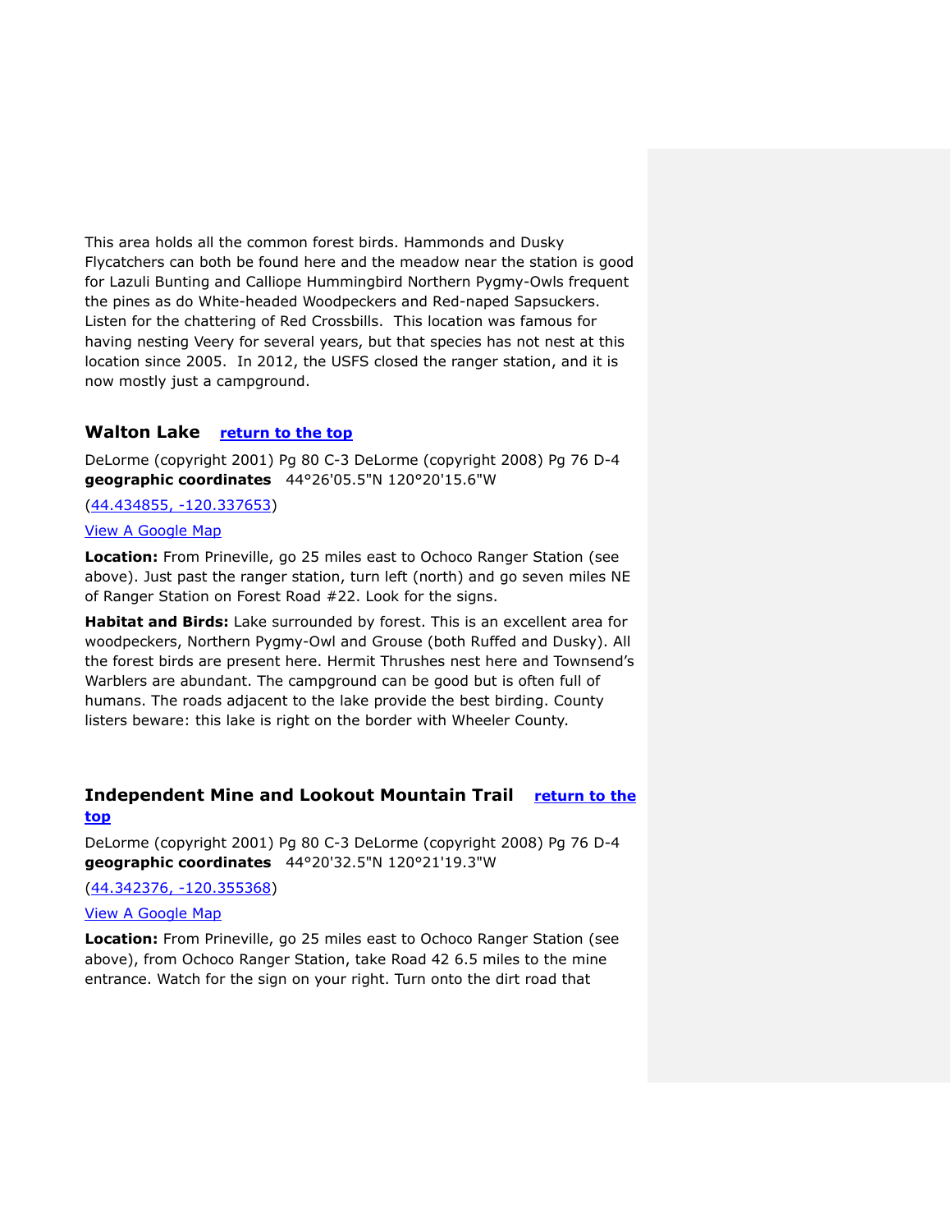This area holds all the common forest birds. Hammonds and Dusky Flycatchers can both be found here and the meadow near the station is good for Lazuli Bunting and Calliope Hummingbird Northern Pygmy-Owls frequent the pines as do White-headed Woodpeckers and Red-naped Sapsuckers. Listen for the chattering of Red Crossbills. This location was famous for having nesting Veery for several years, but that species has not nest at this location since 2005. In 2012, the USFS closed the ranger station, and it is now mostly just a campground.

### Walton Lake [return to the top]

DeLorme (copyright 2001) Pg 80 C-3 DeLorme (copyright 2008) Pg 76 D-4
**geographic coordinates** 44°26'05.5"N 120°20'15.6"W

(44.434855, -120.337653)

View A Google Map

**Location:** From Prineville, go 25 miles east to Ochoco Ranger Station (see above). Just past the ranger station, turn left (north) and go seven miles NE of Ranger Station on Forest Road #22. Look for the signs.

**Habitat and Birds:** Lake surrounded by forest. This is an excellent area for woodpeckers, Northern Pygmy-Owl and Grouse (both Ruffed and Dusky). All the forest birds are present here. Hermit Thrushes nest here and Townsend's Warblers are abundant. The campground can be good but is often full of humans. The roads adjacent to the lake provide the best birding. County listers beware: this lake is right on the border with Wheeler County.

### Independent Mine and Lookout Mountain Trail [return to the top]

DeLorme (copyright 2001) Pg 80 C-3 DeLorme (copyright 2008) Pg 76 D-4
**geographic coordinates** 44°20'32.5"N 120°21'19.3"W

(44.342376, -120.355368)

View A Google Map

**Location:** From Prineville, go 25 miles east to Ochoco Ranger Station (see above), from Ochoco Ranger Station, take Road 42 6.5 miles to the mine entrance. Watch for the sign on your right. Turn onto the dirt road that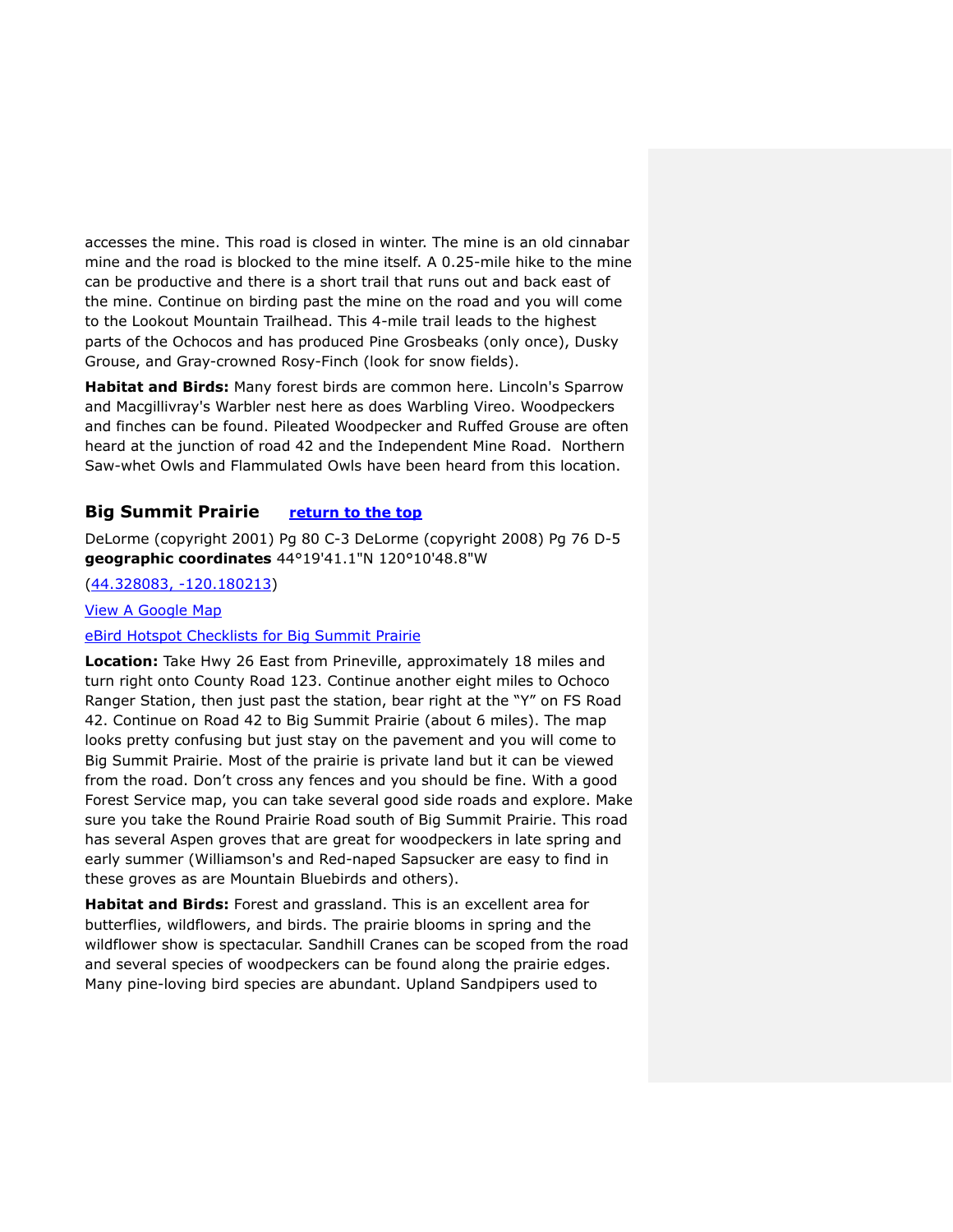accesses the mine. This road is closed in winter. The mine is an old cinnabar mine and the road is blocked to the mine itself. A 0.25-mile hike to the mine can be productive and there is a short trail that runs out and back east of the mine. Continue on birding past the mine on the road and you will come to the Lookout Mountain Trailhead. This 4-mile trail leads to the highest parts of the Ochocos and has produced Pine Grosbeaks (only once), Dusky Grouse, and Gray-crowned Rosy-Finch (look for snow fields).

**Habitat and Birds:** Many forest birds are common here. Lincoln's Sparrow and Macgillivray's Warbler nest here as does Warbling Vireo. Woodpeckers and finches can be found. Pileated Woodpecker and Ruffed Grouse are often heard at the junction of road 42 and the Independent Mine Road. Northern Saw-whet Owls and Flammulated Owls have been heard from this location.

## Big Summit Prairie [return to the top]

DeLorme (copyright 2001) Pg 80 C-3 DeLorme (copyright 2008) Pg 76 D-5
**geographic coordinates** 44°19'41.1"N 120°10'48.8"W

(44.328083, -120.180213)

View A Google Map

eBird Hotspot Checklists for Big Summit Prairie

**Location:** Take Hwy 26 East from Prineville, approximately 18 miles and turn right onto County Road 123. Continue another eight miles to Ochoco Ranger Station, then just past the station, bear right at the “Y” on FS Road 42. Continue on Road 42 to Big Summit Prairie (about 6 miles). The map looks pretty confusing but just stay on the pavement and you will come to Big Summit Prairie. Most of the prairie is private land but it can be viewed from the road. Don’t cross any fences and you should be fine. With a good Forest Service map, you can take several good side roads and explore. Make sure you take the Round Prairie Road south of Big Summit Prairie. This road has several Aspen groves that are great for woodpeckers in late spring and early summer (Williamson's and Red-naped Sapsucker are easy to find in these groves as are Mountain Bluebirds and others).

**Habitat and Birds:** Forest and grassland. This is an excellent area for butterflies, wildflowers, and birds. The prairie blooms in spring and the wildflower show is spectacular. Sandhill Cranes can be scoped from the road and several species of woodpeckers can be found along the prairie edges. Many pine-loving bird species are abundant. Upland Sandpipers used to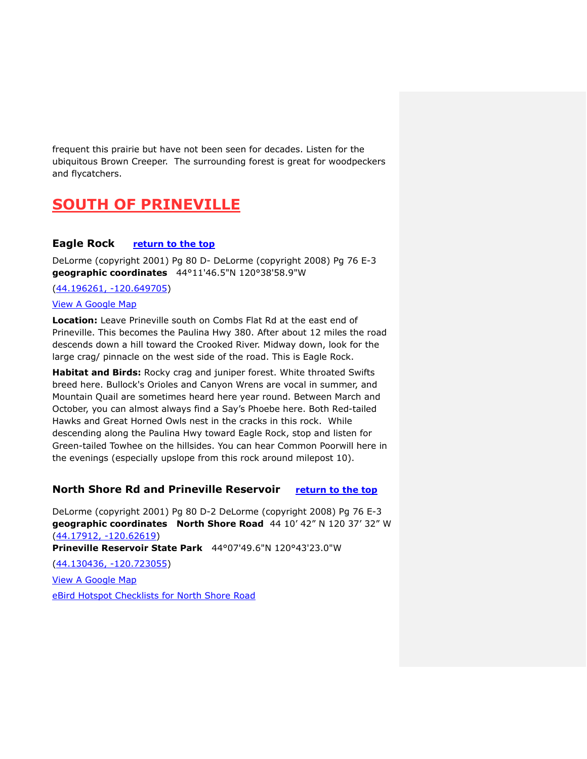frequent this prairie but have not been seen for decades. Listen for the ubiquitous Brown Creeper. The surrounding forest is great for woodpeckers and flycatchers.

## SOUTH OF PRINEVILLE

### Eagle Rock [return to the top]

DeLorme (copyright 2001) Pg 80 D- DeLorme (copyright 2008) Pg 76 E-3
**geographic coordinates** 44°11'46.5"N 120°38'58.9"W

(44.196261, -120.649705)

View A Google Map

**Location:** Leave Prineville south on Combs Flat Rd at the east end of Prineville. This becomes the Paulina Hwy 380. After about 12 miles the road descends down a hill toward the Crooked River. Midway down, look for the large crag/ pinnacle on the west side of the road. This is Eagle Rock.

**Habitat and Birds:** Rocky crag and juniper forest. White throated Swifts breed here. Bullock's Orioles and Canyon Wrens are vocal in summer, and Mountain Quail are sometimes heard here year round. Between March and October, you can almost always find a Say's Phoebe here. Both Red-tailed Hawks and Great Horned Owls nest in the cracks in this rock. While descending along the Paulina Hwy toward Eagle Rock, stop and listen for Green-tailed Towhee on the hillsides. You can hear Common Poorwill here in the evenings (especially upslope from this rock around milepost 10).

### North Shore Rd and Prineville Reservoir [return to the top]

DeLorme (copyright 2001) Pg 80 D-2 DeLorme (copyright 2008) Pg 76 E-3
**geographic coordinates** **North Shore Road** 44 10' 42" N 120 37' 32" W
(44.17912, -120.62619)
**Prineville Reservoir State Park** 44°07'49.6"N 120°43'23.0"W

(44.130436, -120.723055)

View A Google Map

eBird Hotspot Checklists for North Shore Road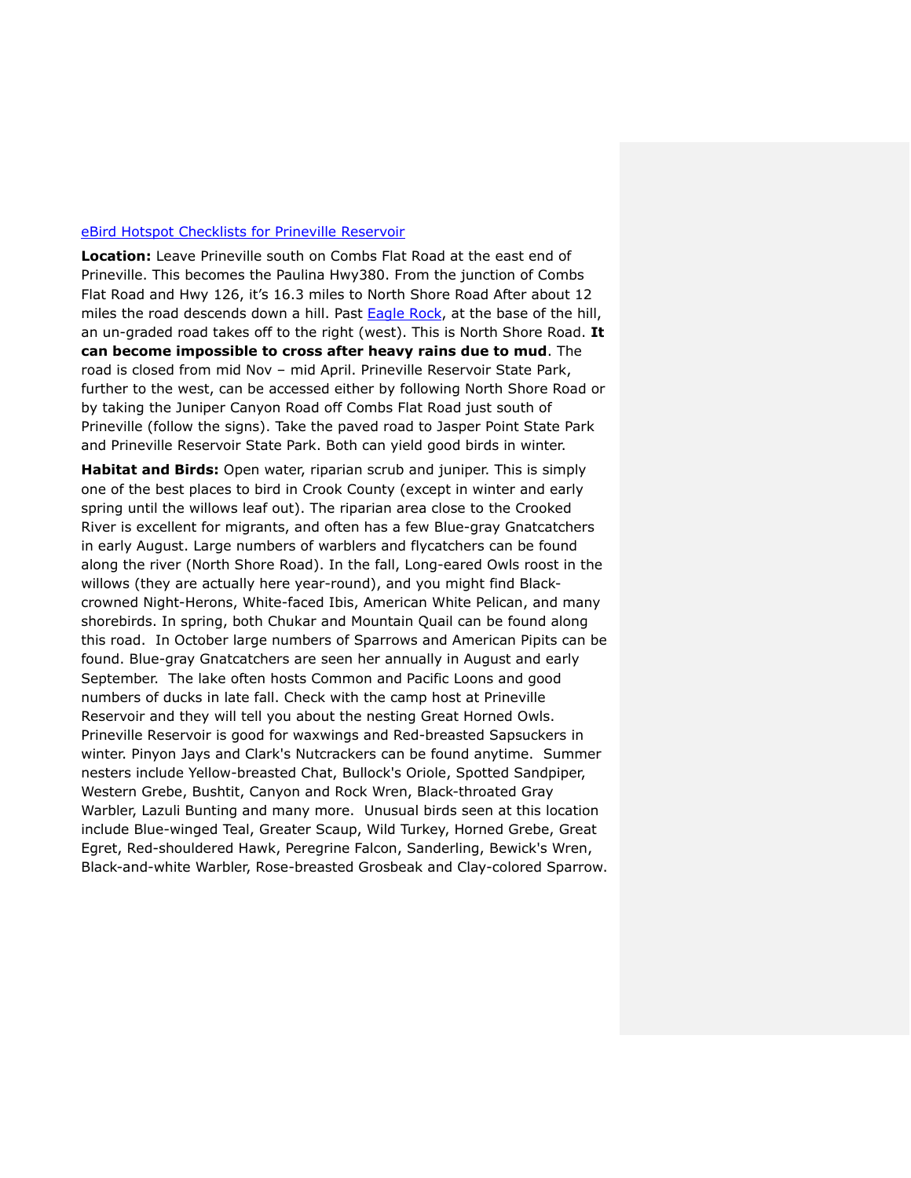[eBird Hotspot Checklists for Prineville Reservoir]

**Location:** Leave Prineville south on Combs Flat Road at the east end of Prineville. This becomes the Paulina Hwy380. From the junction of Combs Flat Road and Hwy 126, it's 16.3 miles to North Shore Road After about 12 miles the road descends down a hill. Past [Eagle Rock], at the base of the hill, an un-graded road takes off to the right (west). This is North Shore Road. **It can become impossible to cross after heavy rains due to mud**. The road is closed from mid Nov – mid April. Prineville Reservoir State Park, further to the west, can be accessed either by following North Shore Road or by taking the Juniper Canyon Road off Combs Flat Road just south of Prineville (follow the signs). Take the paved road to Jasper Point State Park and Prineville Reservoir State Park. Both can yield good birds in winter.

**Habitat and Birds:** Open water, riparian scrub and juniper. This is simply one of the best places to bird in Crook County (except in winter and early spring until the willows leaf out). The riparian area close to the Crooked River is excellent for migrants, and often has a few Blue-gray Gnatcatchers in early August. Large numbers of warblers and flycatchers can be found along the river (North Shore Road). In the fall, Long-eared Owls roost in the willows (they are actually here year-round), and you might find Black-crowned Night-Herons, White-faced Ibis, American White Pelican, and many shorebirds. In spring, both Chukar and Mountain Quail can be found along this road. In October large numbers of Sparrows and American Pipits can be found. Blue-gray Gnatcatchers are seen her annually in August and early September. The lake often hosts Common and Pacific Loons and good numbers of ducks in late fall. Check with the camp host at Prineville Reservoir and they will tell you about the nesting Great Horned Owls. Prineville Reservoir is good for waxwings and Red-breasted Sapsuckers in winter. Pinyon Jays and Clark's Nutcrackers can be found anytime. Summer nesters include Yellow-breasted Chat, Bullock's Oriole, Spotted Sandpiper, Western Grebe, Bushtit, Canyon and Rock Wren, Black-throated Gray Warbler, Lazuli Bunting and many more. Unusual birds seen at this location include Blue-winged Teal, Greater Scaup, Wild Turkey, Horned Grebe, Great Egret, Red-shouldered Hawk, Peregrine Falcon, Sanderling, Bewick's Wren, Black-and-white Warbler, Rose-breasted Grosbeak and Clay-colored Sparrow.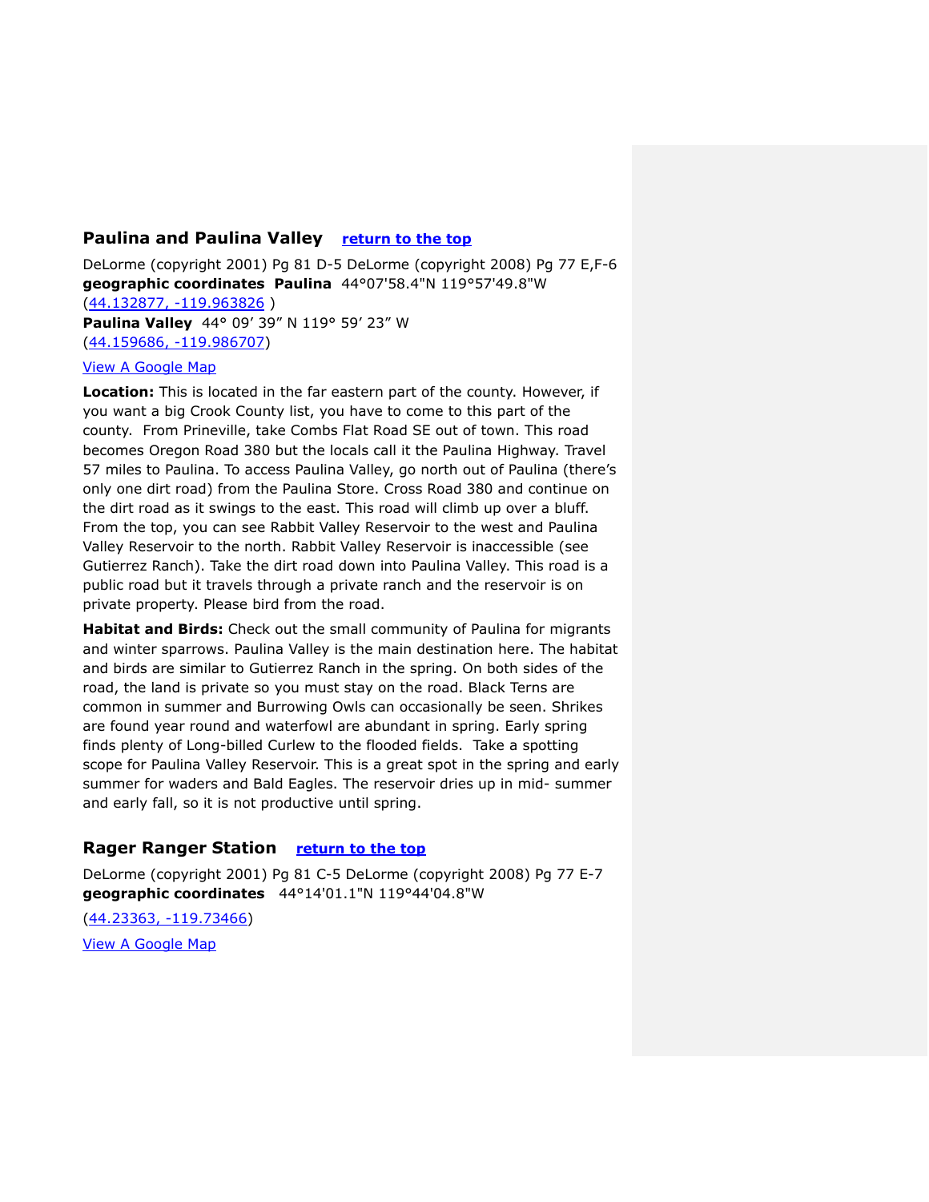## Paulina and Paulina Valley [return to the top]

DeLorme (copyright 2001) Pg 81 D-5 DeLorme (copyright 2008) Pg 77 E,F-6
**geographic coordinates** **Paulina** 44°07'58.4"N 119°57'49.8"W
(44.132877, -119.963826 )
**Paulina Valley** 44° 09' 39" N 119° 59' 23" W
(44.159686, -119.986707)

View A Google Map

**Location:** This is located in the far eastern part of the county. However, if you want a big Crook County list, you have to come to this part of the county. From Prineville, take Combs Flat Road SE out of town. This road becomes Oregon Road 380 but the locals call it the Paulina Highway. Travel 57 miles to Paulina. To access Paulina Valley, go north out of Paulina (there's only one dirt road) from the Paulina Store. Cross Road 380 and continue on the dirt road as it swings to the east. This road will climb up over a bluff. From the top, you can see Rabbit Valley Reservoir to the west and Paulina Valley Reservoir to the north. Rabbit Valley Reservoir is inaccessible (see Gutierrez Ranch). Take the dirt road down into Paulina Valley. This road is a public road but it travels through a private ranch and the reservoir is on private property. Please bird from the road.

**Habitat and Birds:** Check out the small community of Paulina for migrants and winter sparrows. Paulina Valley is the main destination here. The habitat and birds are similar to Gutierrez Ranch in the spring. On both sides of the road, the land is private so you must stay on the road. Black Terns are common in summer and Burrowing Owls can occasionally be seen. Shrikes are found year round and waterfowl are abundant in spring. Early spring finds plenty of Long-billed Curlew to the flooded fields. Take a spotting scope for Paulina Valley Reservoir. This is a great spot in the spring and early summer for waders and Bald Eagles. The reservoir dries up in mid- summer and early fall, so it is not productive until spring.

## Rager Ranger Station [return to the top]

DeLorme (copyright 2001) Pg 81 C-5 DeLorme (copyright 2008) Pg 77 E-7
**geographic coordinates** 44°14'01.1"N 119°44'04.8"W

(44.23363, -119.73466)

View A Google Map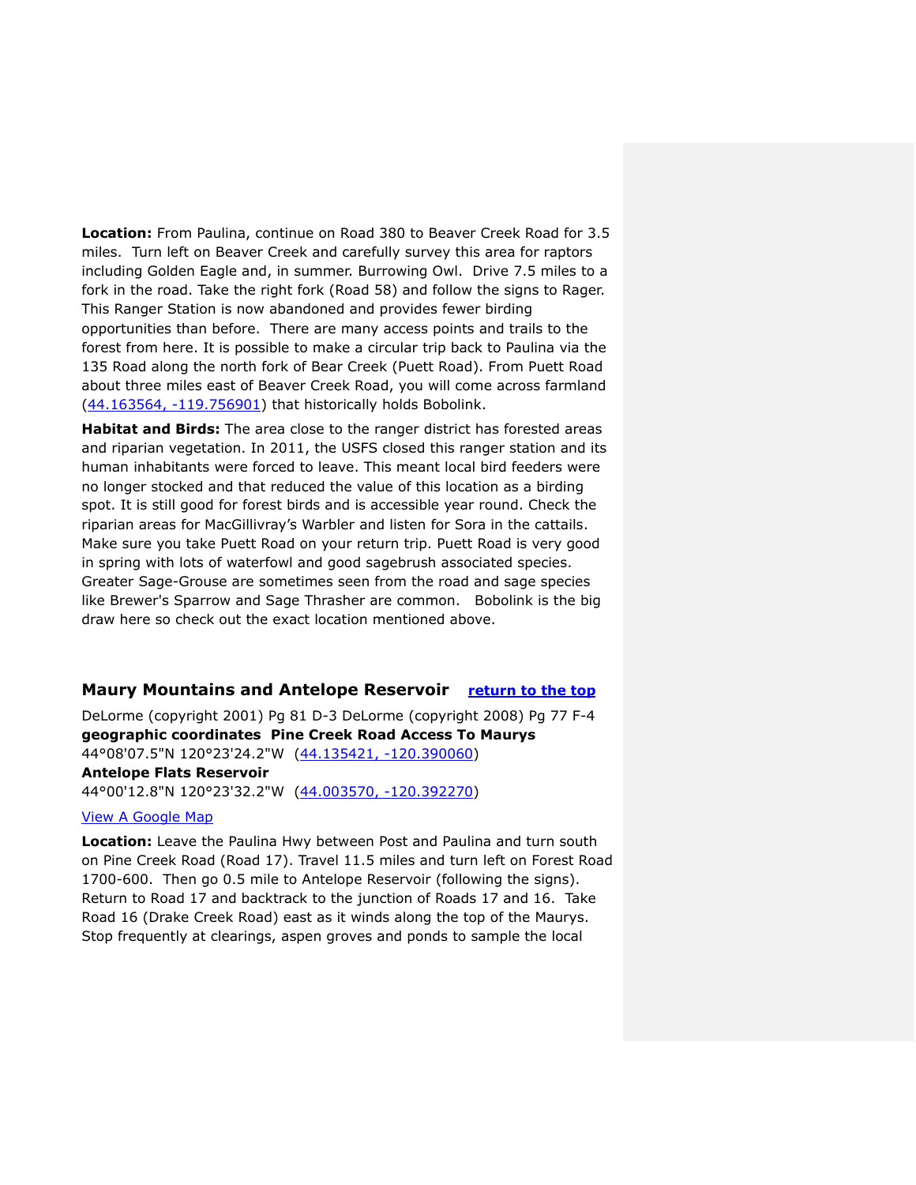**Location:** From Paulina, continue on Road 380 to Beaver Creek Road for 3.5 miles. Turn left on Beaver Creek and carefully survey this area for raptors including Golden Eagle and, in summer. Burrowing Owl. Drive 7.5 miles to a fork in the road. Take the right fork (Road 58) and follow the signs to Rager. This Ranger Station is now abandoned and provides fewer birding opportunities than before. There are many access points and trails to the forest from here. It is possible to make a circular trip back to Paulina via the 135 Road along the north fork of Bear Creek (Puett Road). From Puett Road about three miles east of Beaver Creek Road, you will come across farmland ([44.163564, -119.756901]) that historically holds Bobolink.

**Habitat and Birds:** The area close to the ranger district has forested areas and riparian vegetation. In 2011, the USFS closed this ranger station and its human inhabitants were forced to leave. This meant local bird feeders were no longer stocked and that reduced the value of this location as a birding spot. It is still good for forest birds and is accessible year round. Check the riparian areas for MacGillivray's Warbler and listen for Sora in the cattails. Make sure you take Puett Road on your return trip. Puett Road is very good in spring with lots of waterfowl and good sagebrush associated species. Greater Sage-Grouse are sometimes seen from the road and sage species like Brewer's Sparrow and Sage Thrasher are common. Bobolink is the big draw here so check out the exact location mentioned above.

## Maury Mountains and Antelope Reservoir [return to the top]

DeLorme (copyright 2001) Pg 81 D-3 DeLorme (copyright 2008) Pg 77 F-4
**geographic coordinates Pine Creek Road Access To Maurys**
44°08'07.5"N 120°23'24.2"W ([44.135421, -120.390060])
**Antelope Flats Reservoir**
44°00'12.8"N 120°23'32.2"W ([44.003570, -120.392270])

[View A Google Map]

**Location:** Leave the Paulina Hwy between Post and Paulina and turn south on Pine Creek Road (Road 17). Travel 11.5 miles and turn left on Forest Road 1700-600. Then go 0.5 mile to Antelope Reservoir (following the signs). Return to Road 17 and backtrack to the junction of Roads 17 and 16. Take Road 16 (Drake Creek Road) east as it winds along the top of the Maurys. Stop frequently at clearings, aspen groves and ponds to sample the local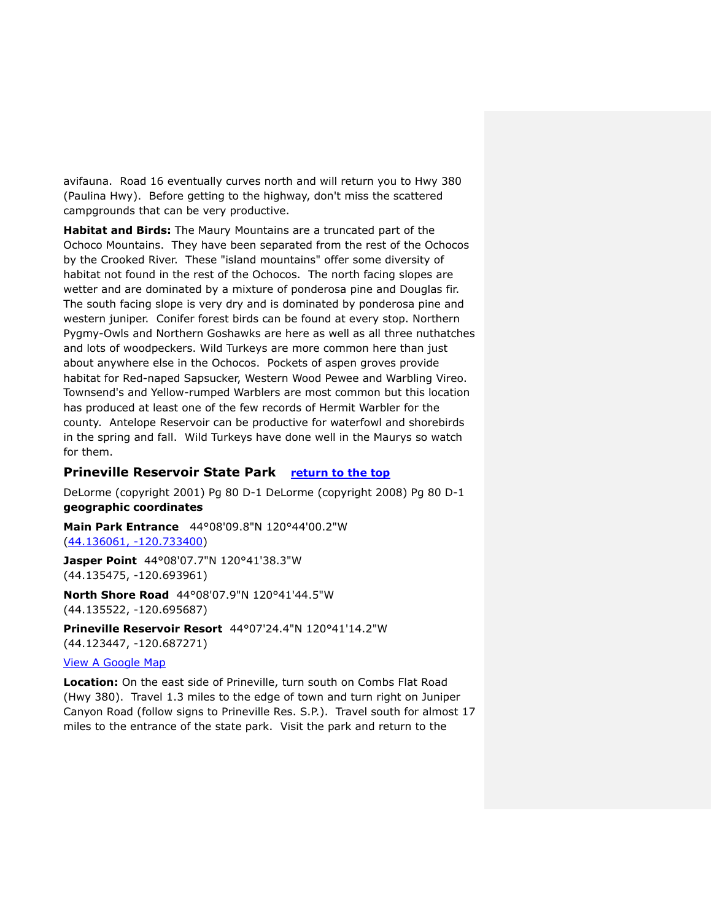avifauna.  Road 16 eventually curves north and will return you to Hwy 380 (Paulina Hwy).  Before getting to the highway, don't miss the scattered campgrounds that can be very productive.

**Habitat and Birds:** The Maury Mountains are a truncated part of the Ochoco Mountains.  They have been separated from the rest of the Ochocos by the Crooked River.  These "island mountains" offer some diversity of habitat not found in the rest of the Ochocos.  The north facing slopes are wetter and are dominated by a mixture of ponderosa pine and Douglas fir.  The south facing slope is very dry and is dominated by ponderosa pine and western juniper.  Conifer forest birds can be found at every stop.  Northern Pygmy-Owls and Northern Goshawks are here as well as all three nuthatches and lots of woodpeckers. Wild Turkeys are more common here than just about anywhere else in the Ochocos.  Pockets of aspen groves provide habitat for Red-naped Sapsucker, Western Wood Pewee and Warbling Vireo.  Townsend's and Yellow-rumped Warblers are most common but this location has produced at least one of the few records of Hermit Warbler for the county.  Antelope Reservoir can be productive for waterfowl and shorebirds in the spring and fall.  Wild Turkeys have done well in the Maurys so watch for them.

## Prineville Reservoir State Park [return to the top]

DeLorme (copyright 2001) Pg 80 D-1 DeLorme (copyright 2008) Pg 80 D-1
**geographic coordinates**

**Main Park Entrance**   44°08'09.8"N 120°44'00.2"W
(44.136061, -120.733400)

**Jasper Point**  44°08'07.7"N 120°41'38.3"W
(44.135475, -120.693961)

**North Shore Road**  44°08'07.9"N 120°41'44.5"W
(44.135522, -120.695687)

**Prineville Reservoir Resort**  44°07'24.4"N 120°41'14.2"W
(44.123447, -120.687271)

View A Google Map

**Location:** On the east side of Prineville, turn south on Combs Flat Road (Hwy 380).  Travel 1.3 miles to the edge of town and turn right on Juniper Canyon Road (follow signs to Prineville Res. S.P.).  Travel south for almost 17 miles to the entrance of the state park.  Visit the park and return to the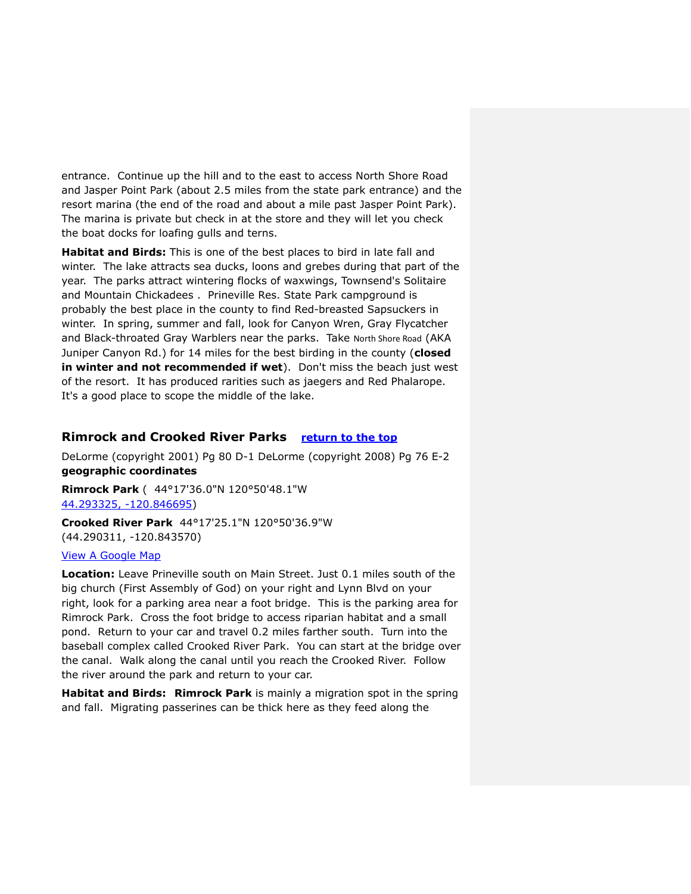entrance. Continue up the hill and to the east to access North Shore Road and Jasper Point Park (about 2.5 miles from the state park entrance) and the resort marina (the end of the road and about a mile past Jasper Point Park). The marina is private but check in at the store and they will let you check the boat docks for loafing gulls and terns.

**Habitat and Birds:** This is one of the best places to bird in late fall and winter. The lake attracts sea ducks, loons and grebes during that part of the year. The parks attract wintering flocks of waxwings, Townsend's Solitaire and Mountain Chickadees . Prineville Res. State Park campground is probably the best place in the county to find Red-breasted Sapsuckers in winter. In spring, summer and fall, look for Canyon Wren, Gray Flycatcher and Black-throated Gray Warblers near the parks. Take North Shore Road (AKA Juniper Canyon Rd.) for 14 miles for the best birding in the county (**closed in winter and not recommended if wet**). Don't miss the beach just west of the resort. It has produced rarities such as jaegers and Red Phalarope. It's a good place to scope the middle of the lake.

## Rimrock and Crooked River Parks [return to the top]

DeLorme (copyright 2001) Pg 80 D-1 DeLorme (copyright 2008) Pg 76 E-2
**geographic coordinates**

**Rimrock Park** ( 44°17'36.0"N 120°50'48.1"W
[44.293325, -120.846695])

**Crooked River Park** 44°17'25.1"N 120°50'36.9"W
(44.290311, -120.843570)

[View A Google Map]

**Location:** Leave Prineville south on Main Street. Just 0.1 miles south of the big church (First Assembly of God) on your right and Lynn Blvd on your right, look for a parking area near a foot bridge. This is the parking area for Rimrock Park. Cross the foot bridge to access riparian habitat and a small pond. Return to your car and travel 0.2 miles farther south. Turn into the baseball complex called Crooked River Park. You can start at the bridge over the canal. Walk along the canal until you reach the Crooked River. Follow the river around the park and return to your car.

**Habitat and Birds: Rimrock Park** is mainly a migration spot in the spring and fall. Migrating passerines can be thick here as they feed along the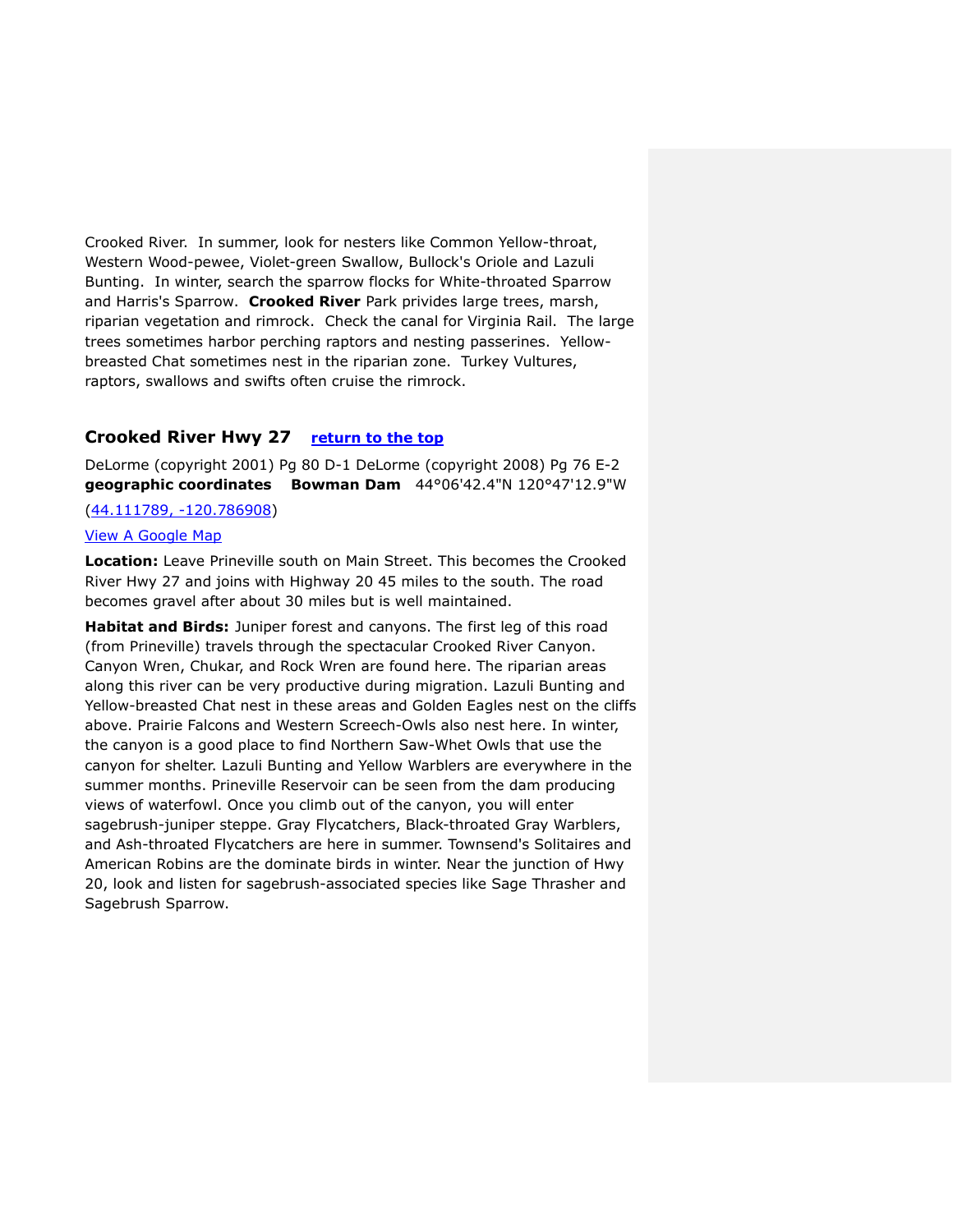Crooked River. In summer, look for nesters like Common Yellow-throat, Western Wood-pewee, Violet-green Swallow, Bullock's Oriole and Lazuli Bunting. In winter, search the sparrow flocks for White-throated Sparrow and Harris's Sparrow. **Crooked River** Park privides large trees, marsh, riparian vegetation and rimrock. Check the canal for Virginia Rail. The large trees sometimes harbor perching raptors and nesting passerines. Yellow-breasted Chat sometimes nest in the riparian zone. Turkey Vultures, raptors, swallows and swifts often cruise the rimrock.

## Crooked River Hwy 27 [return to the top]

DeLorme (copyright 2001) Pg 80 D-1 DeLorme (copyright 2008) Pg 76 E-2
**geographic coordinates** **Bowman Dam** 44°06'42.4"N 120°47'12.9"W
(44.111789, -120.786908)

View A Google Map

**Location:** Leave Prineville south on Main Street. This becomes the Crooked River Hwy 27 and joins with Highway 20 45 miles to the south. The road becomes gravel after about 30 miles but is well maintained.

**Habitat and Birds:** Juniper forest and canyons. The first leg of this road (from Prineville) travels through the spectacular Crooked River Canyon. Canyon Wren, Chukar, and Rock Wren are found here. The riparian areas along this river can be very productive during migration. Lazuli Bunting and Yellow-breasted Chat nest in these areas and Golden Eagles nest on the cliffs above. Prairie Falcons and Western Screech-Owls also nest here. In winter, the canyon is a good place to find Northern Saw-Whet Owls that use the canyon for shelter. Lazuli Bunting and Yellow Warblers are everywhere in the summer months. Prineville Reservoir can be seen from the dam producing views of waterfowl. Once you climb out of the canyon, you will enter sagebrush-juniper steppe. Gray Flycatchers, Black-throated Gray Warblers, and Ash-throated Flycatchers are here in summer. Townsend's Solitaires and American Robins are the dominate birds in winter. Near the junction of Hwy 20, look and listen for sagebrush-associated species like Sage Thrasher and Sagebrush Sparrow.